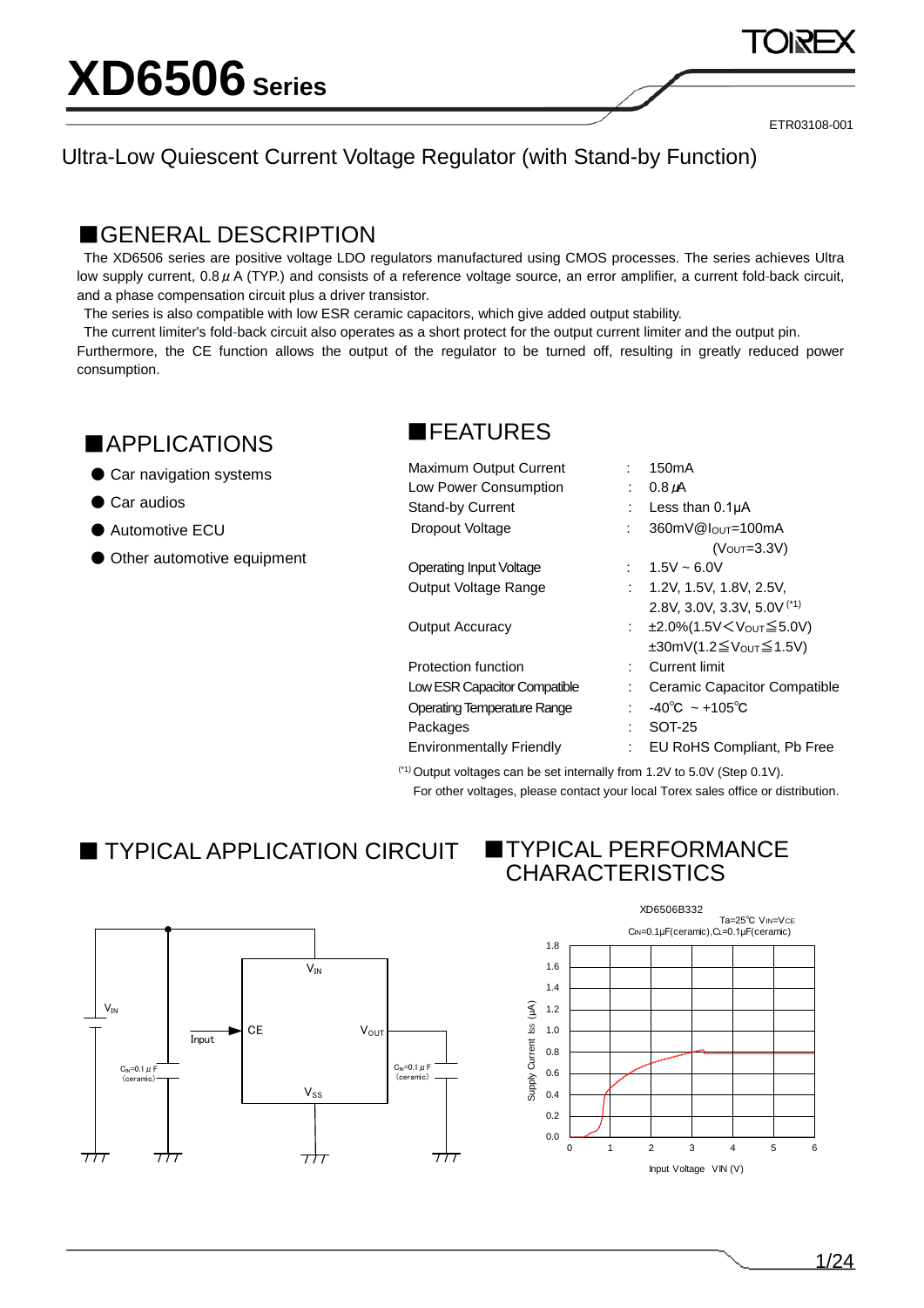# XD6506 Series

ETR03108-001

## Ultra-Low Quiescent Current Voltage Regulator (with Stand-by Function)

## ■GENERAL DESCRIPTION

The XD6506 series are positive voltage LDO regulators manufactured using CMOS processes. The series achieves Ultra low supply current, 0.8 μA (TYP.) and consists of a reference voltage source, an error amplifier, a current fold-back circuit, and a phase compensation circuit plus a driver transistor.

The series is also compatible with low ESR ceramic capacitors, which give added output stability.

The current limiter's fold-back circuit also operates as a short protect for the output current limiter and the output pin. Furthermore, the CE function allows the output of the regulator to be turned off, resulting in greatly reduced power consumption.

## ■APPLICATIONS

- Car navigation systems
- Car audios
- Automotive ECU
- Other automotive equipment

## ■FEATURES

| | | |
|---|---|---|
| Maximum Output Current | : | 150mA |
| Low Power Consumption | : | 0.8 μA |
| Stand-by Current | : | Less than 0.1μA |
| Dropout Voltage | : | 360mV@$I_{OUT}$=100mA ($V_{OUT}$=3.3V) |
| Operating Input Voltage | : | 1.5V ~ 6.0V |
| Output Voltage Range | : | 1.2V, 1.5V, 1.8V, 2.5V, 2.8V, 3.0V, 3.3V, 5.0V (*1) |
| Output Accuracy | : | ±2.0%(1.5V＜$V_{OUT}$≦5.0V) ±30mV(1.2≦$V_{OUT}$≦1.5V) |
| Protection function | : | Current limit |
| Low ESR Capacitor Compatible | : | Ceramic Capacitor Compatible |
| Operating Temperature Range | : | -40℃ ~ +105℃ |
| Packages | : | SOT-25 |
| Environmentally Friendly | : | EU RoHS Compliant, Pb Free |

(*1) Output voltages can be set internally from 1.2V to 5.0V (Step 0.1V). For other voltages, please contact your local Torex sales office or distribution.

## ■ TYPICAL APPLICATION CIRCUIT

$V_{IN}$, $C_{IN}$=0.1 μF (ceramic), Input, CE, $V_{IN}$, $V_{OUT}$, $V_{SS}$, $C_L$=0.1 μF (ceramic)

## ■TYPICAL PERFORMANCE CHARACTERISTICS

XD6506B332

Ta=25℃ $V_{IN}$=$V_{CE}$

$C_{IN}$=0.1μF(ceramic),$C_L$=0.1μF(ceramic)

Supply Current Iss (μA) vs. Input Voltage VIN (V)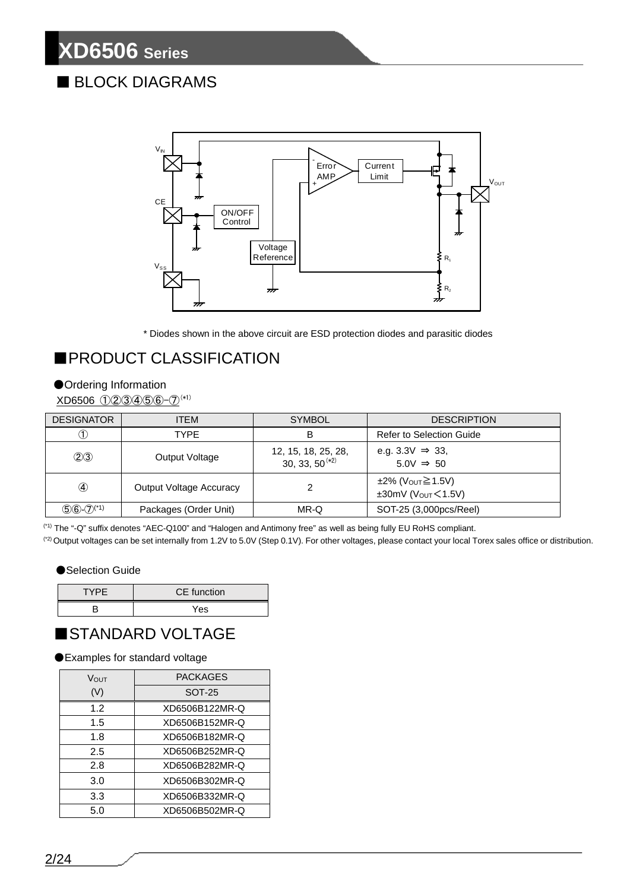## ■ BLOCK DIAGRAMS

* Diodes shown in the above circuit are ESD protection diodes and parasitic diodes

## ■PRODUCT CLASSIFICATION

●Ordering Information

XD6506 ①②③④⑤⑥-⑦(*1)

| DESIGNATOR | ITEM | SYMBOL | DESCRIPTION |
|---|---|---|---|
| ① | TYPE | B | Refer to Selection Guide |
| ②③ | Output Voltage | 12, 15, 18, 25, 28, 30, 33, 50 (*2) | e.g. 3.3V ⇒ 33, 5.0V ⇒ 50 |
| ④ | Output Voltage Accuracy | 2 | ±2% ($V_{OUT}$≧1.5V) ±30mV ($V_{OUT}$<1.5V) |
| ⑤⑥-⑦(*1) | Packages (Order Unit) | MR-Q | SOT-25 (3,000pcs/Reel) |

(*1) The "-Q" suffix denotes "AEC-Q100" and "Halogen and Antimony free" as well as being fully EU RoHS compliant.

(*2) Output voltages can be set internally from 1.2V to 5.0V (Step 0.1V). For other voltages, please contact your local Torex sales office or distribution.

●Selection Guide

| TYPE | CE function |
|---|---|
| B | Yes |

## ■STANDARD VOLTAGE

●Examples for standard voltage

| $V_{OUT}$ (V) | PACKAGES SOT-25 |
|---|---|
| 1.2 | XD6506B122MR-Q |
| 1.5 | XD6506B152MR-Q |
| 1.8 | XD6506B182MR-Q |
| 2.5 | XD6506B252MR-Q |
| 2.8 | XD6506B282MR-Q |
| 3.0 | XD6506B302MR-Q |
| 3.3 | XD6506B332MR-Q |
| 5.0 | XD6506B502MR-Q |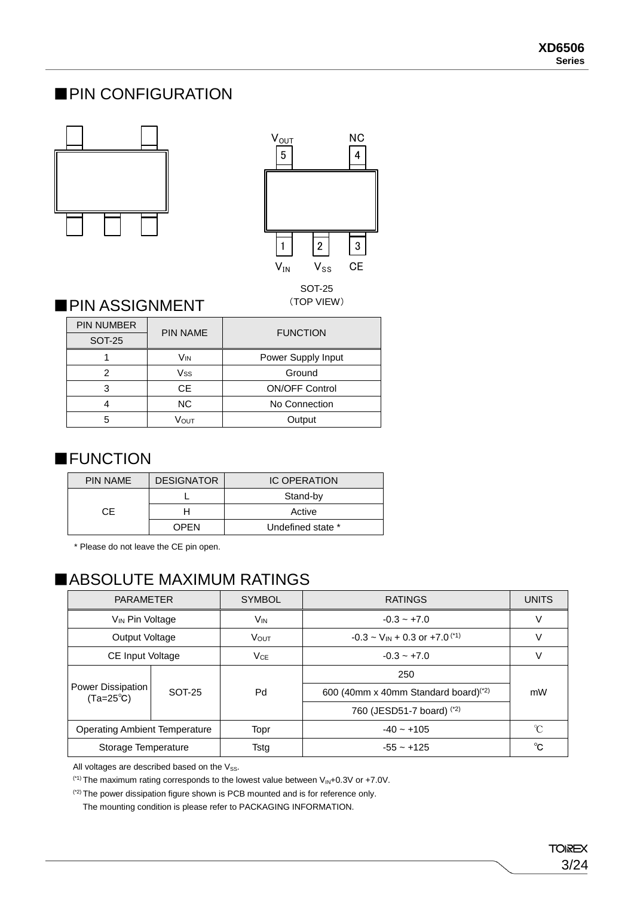## ■PIN CONFIGURATION

$V_{OUT}$ NC
5 4

1 2 3
$V_{IN}$ $V_{SS}$ CE

SOT-25
(TOP VIEW)

## ■PIN ASSIGNMENT

| PIN NUMBER | PIN NAME | FUNCTION |
|---|---|---|
| SOT-25 | | |
| 1 | $V_{IN}$ | Power Supply Input |
| 2 | $V_{SS}$ | Ground |
| 3 | CE | ON/OFF Control |
| 4 | NC | No Connection |
| 5 | $V_{OUT}$ | Output |

## ■FUNCTION

| PIN NAME | DESIGNATOR | IC OPERATION |
|---|---|---|
| CE | L | Stand-by |
| | H | Active |
| | OPEN | Undefined state * |

* Please do not leave the CE pin open.

## ■ABSOLUTE MAXIMUM RATINGS

| PARAMETER | | SYMBOL | RATINGS | UNITS |
|---|---|---|---|---|
| $V_{IN}$ Pin Voltage | | $V_{IN}$ | -0.3 ~ +7.0 | V |
| Output Voltage | | $V_{OUT}$ | -0.3 ~ $V_{IN}$ + 0.3 or +7.0 (*1) | V |
| CE Input Voltage | | $V_{CE}$ | -0.3 ~ +7.0 | V |
| Power Dissipation (Ta=25℃) | SOT-25 | Pd | 250 | mW |
| | | | 600 (40mm x 40mm Standard board)(*2) | |
| | | | 760 (JESD51-7 board) (*2) | |
| Operating Ambient Temperature | | Topr | -40 ~ +105 | ℃ |
| Storage Temperature | | Tstg | -55 ~ +125 | ℃ |

All voltages are described based on the $V_{SS}$.

(*1) The maximum rating corresponds to the lowest value between $V_{IN}$+0.3V or +7.0V.

(*2) The power dissipation figure shown is PCB mounted and is for reference only.
The mounting condition is please refer to PACKAGING INFORMATION.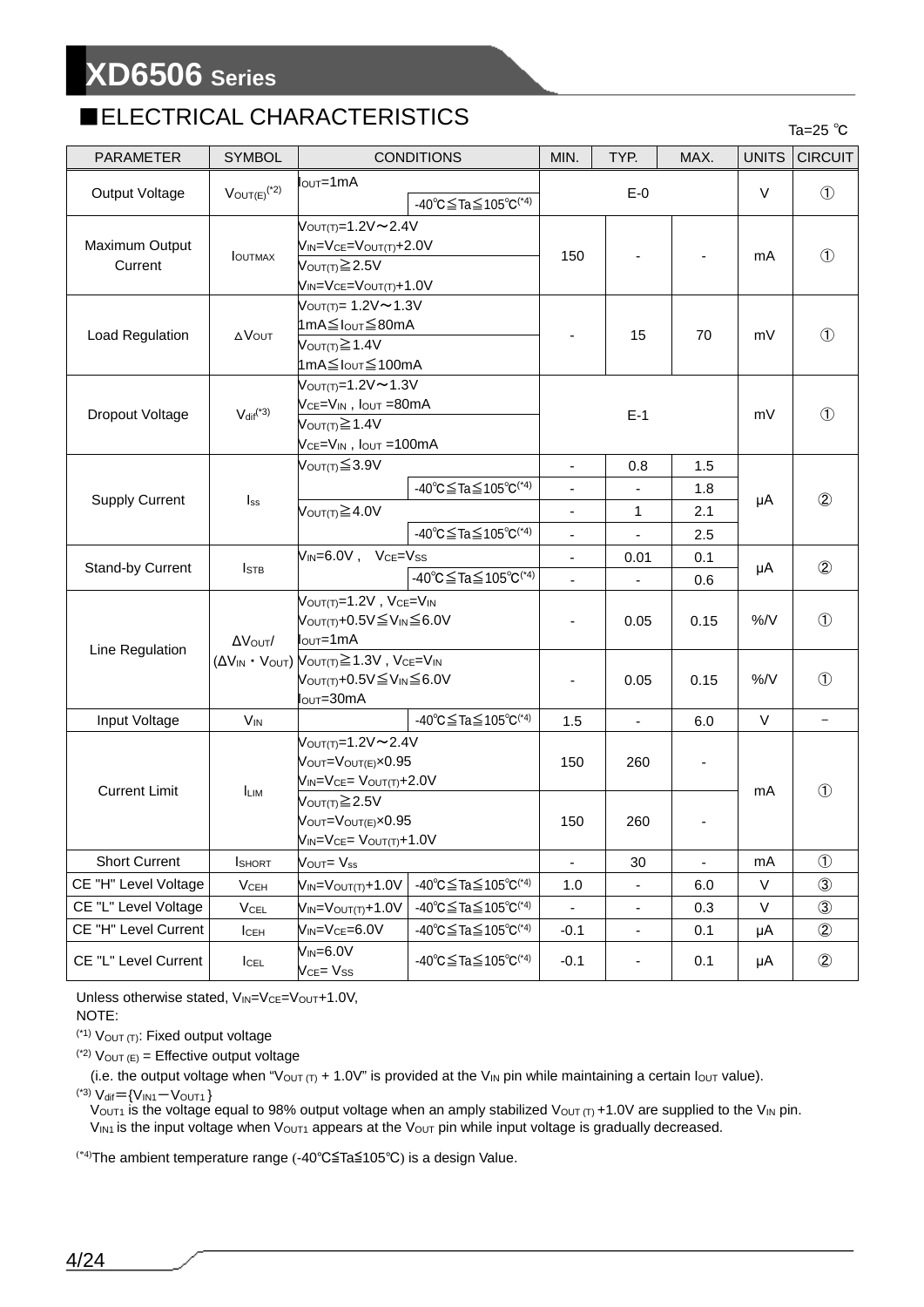## ■ELECTRICAL CHARACTERISTICS

Ta=25 ℃

| PARAMETER | SYMBOL | CONDITIONS | | MIN. | TYP. | MAX. | UNITS | CIRCUIT |
|---|---|---|---|---|---|---|---|---|
| Output Voltage | $V_{OUT(E)}$(*2) | $I_{OUT}$=1mA | | | E-0 | | V | ① |
| | | | -40℃≦Ta≦105℃(*4) | | | | | |
| Maximum Output Current | $I_{OUTMAX}$ | $V_{OUT(T)}$=1.2V～2.4V $V_{IN}$=$V_{CE}$=$V_{OUT(T)}$+2.0V | | 150 | - | - | mA | ① |
| | | $V_{OUT(T)}$≧2.5V $V_{IN}$=$V_{CE}$=$V_{OUT(T)}$+1.0V | | | | | | |
| Load Regulation | $\Delta V_{OUT}$ | $V_{OUT(T)}$= 1.2V～1.3V 1mA≦$I_{OUT}$≦80mA | | - | 15 | 70 | mV | ① |
| | | $V_{OUT(T)}$≧1.4V 1mA≦$I_{OUT}$≦100mA | | | | | | |
| Dropout Voltage | $V_{dif}$(*3) | $V_{OUT(T)}$=1.2V～1.3V $V_{CE}$=$V_{IN}$ , $I_{OUT}$ =80mA | | | E-1 | | mV | ① |
| | | $V_{OUT(T)}$≧1.4V $V_{CE}$=$V_{IN}$ , $I_{OUT}$ =100mA | | | | | | |
| Supply Current | $I_{SS}$ | $V_{OUT(T)}$≦3.9V | | - | 0.8 | 1.5 | μA | ② |
| | | | -40℃≦Ta≦105℃(*4) | - | - | 1.8 | | |
| | | $V_{OUT(T)}$≧4.0V | | - | 1 | 2.1 | | |
| | | | -40℃≦Ta≦105℃(*4) | - | - | 2.5 | | |
| Stand-by Current | $I_{STB}$ | $V_{IN}$=6.0V , $V_{CE}$=$V_{SS}$ | | - | 0.01 | 0.1 | μA | ② |
| | | | -40℃≦Ta≦105℃(*4) | - | - | 0.6 | | |
| Line Regulation | $\Delta V_{OUT}$/ ($\Delta V_{IN}$・$V_{OUT}$) | $V_{OUT(T)}$=1.2V , $V_{CE}$=$V_{IN}$ $V_{OUT(T)}$+0.5V≦$V_{IN}$≦6.0V $I_{OUT}$=1mA | | - | 0.05 | 0.15 | %/V | ① |
| | | $V_{OUT(T)}$≧1.3V , $V_{CE}$=$V_{IN}$ $V_{OUT(T)}$+0.5V≦$V_{IN}$≦6.0V $I_{OUT}$=30mA | | - | 0.05 | 0.15 | %/V | ① |
| Input Voltage | $V_{IN}$ | | -40℃≦Ta≦105℃(*4) | 1.5 | - | 6.0 | V | − |
| Current Limit | $I_{LIM}$ | $V_{OUT(T)}$=1.2V～2.4V $V_{OUT}$=$V_{OUT(E)}$×0.95 $V_{IN}$=$V_{CE}$= $V_{OUT(T)}$+2.0V | | 150 | 260 | - | mA | ① |
| | | $V_{OUT(T)}$≧2.5V $V_{OUT}$=$V_{OUT(E)}$×0.95 $V_{IN}$=$V_{CE}$= $V_{OUT(T)}$+1.0V | | 150 | 260 | - | | |
| Short Current | $I_{SHORT}$ | $V_{OUT}$= $V_{SS}$ | | - | 30 | - | mA | ① |
| CE "H" Level Voltage | $V_{CEH}$ | $V_{IN}$=$V_{OUT(T)}$+1.0V | -40℃≦Ta≦105℃(*4) | 1.0 | - | 6.0 | V | ③ |
| CE "L" Level Voltage | $V_{CEL}$ | $V_{IN}$=$V_{OUT(T)}$+1.0V | -40℃≦Ta≦105℃(*4) | - | - | 0.3 | V | ③ |
| CE "H" Level Current | $I_{CEH}$ | $V_{IN}$=$V_{CE}$=6.0V | -40℃≦Ta≦105℃(*4) | -0.1 | - | 0.1 | μA | ② |
| CE "L" Level Current | $I_{CEL}$ | $V_{IN}$=6.0V $V_{CE}$= $V_{SS}$ | -40℃≦Ta≦105℃(*4) | -0.1 | - | 0.1 | μA | ② |

Unless otherwise stated, $V_{IN}$=$V_{CE}$=$V_{OUT}$+1.0V,

NOTE:

(*1) $V_{OUT(T)}$: Fixed output voltage

(*2) $V_{OUT(E)}$ = Effective output voltage

(i.e. the output voltage when "$V_{OUT(T)}$ + 1.0V" is provided at the $V_{IN}$ pin while maintaining a certain $I_{OUT}$ value).

(*3) $V_{dif}$={$V_{IN1}$−$V_{OUT1}$}

$V_{OUT1}$ is the voltage equal to 98% output voltage when an amply stabilized $V_{OUT(T)}$ +1.0V are supplied to the $V_{IN}$ pin.
$V_{IN1}$ is the input voltage when $V_{OUT1}$ appears at the $V_{OUT}$ pin while input voltage is gradually decreased.

(*4)The ambient temperature range (-40℃≦Ta≦105℃) is a design Value.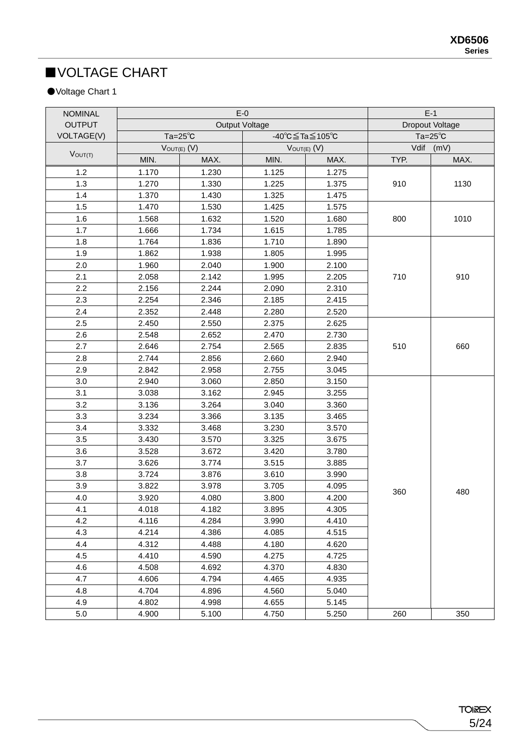## ■VOLTAGE CHART

●Voltage Chart 1

| NOMINAL OUTPUT VOLTAGE(V) | E-0 | | | | E-1 | |
|---|---|---|---|---|---|---|
| | Output Voltage | | | | Dropout Voltage | |
| | Ta=25℃ | | -40℃≦Ta≦105℃ | | Ta=25℃ | |
| $V_{OUT(T)}$ | $V_{OUT(E)}$ (V) | | $V_{OUT(E)}$ (V) | | Vdif (mV) | |
| | MIN. | MAX. | MIN. | MAX. | TYP. | MAX. |
| 1.2 | 1.170 | 1.230 | 1.125 | 1.275 | 910 | 1130 |
| 1.3 | 1.270 | 1.330 | 1.225 | 1.375 | | |
| 1.4 | 1.370 | 1.430 | 1.325 | 1.475 | | |
| 1.5 | 1.470 | 1.530 | 1.425 | 1.575 | 800 | 1010 |
| 1.6 | 1.568 | 1.632 | 1.520 | 1.680 | | |
| 1.7 | 1.666 | 1.734 | 1.615 | 1.785 | | |
| 1.8 | 1.764 | 1.836 | 1.710 | 1.890 | 710 | 910 |
| 1.9 | 1.862 | 1.938 | 1.805 | 1.995 | | |
| 2.0 | 1.960 | 2.040 | 1.900 | 2.100 | | |
| 2.1 | 2.058 | 2.142 | 1.995 | 2.205 | | |
| 2.2 | 2.156 | 2.244 | 2.090 | 2.310 | | |
| 2.3 | 2.254 | 2.346 | 2.185 | 2.415 | | |
| 2.4 | 2.352 | 2.448 | 2.280 | 2.520 | | |
| 2.5 | 2.450 | 2.550 | 2.375 | 2.625 | 510 | 660 |
| 2.6 | 2.548 | 2.652 | 2.470 | 2.730 | | |
| 2.7 | 2.646 | 2.754 | 2.565 | 2.835 | | |
| 2.8 | 2.744 | 2.856 | 2.660 | 2.940 | | |
| 2.9 | 2.842 | 2.958 | 2.755 | 3.045 | | |
| 3.0 | 2.940 | 3.060 | 2.850 | 3.150 | 360 | 480 |
| 3.1 | 3.038 | 3.162 | 2.945 | 3.255 | | |
| 3.2 | 3.136 | 3.264 | 3.040 | 3.360 | | |
| 3.3 | 3.234 | 3.366 | 3.135 | 3.465 | | |
| 3.4 | 3.332 | 3.468 | 3.230 | 3.570 | | |
| 3.5 | 3.430 | 3.570 | 3.325 | 3.675 | | |
| 3.6 | 3.528 | 3.672 | 3.420 | 3.780 | | |
| 3.7 | 3.626 | 3.774 | 3.515 | 3.885 | | |
| 3.8 | 3.724 | 3.876 | 3.610 | 3.990 | | |
| 3.9 | 3.822 | 3.978 | 3.705 | 4.095 | | |
| 4.0 | 3.920 | 4.080 | 3.800 | 4.200 | | |
| 4.1 | 4.018 | 4.182 | 3.895 | 4.305 | | |
| 4.2 | 4.116 | 4.284 | 3.990 | 4.410 | | |
| 4.3 | 4.214 | 4.386 | 4.085 | 4.515 | | |
| 4.4 | 4.312 | 4.488 | 4.180 | 4.620 | | |
| 4.5 | 4.410 | 4.590 | 4.275 | 4.725 | | |
| 4.6 | 4.508 | 4.692 | 4.370 | 4.830 | | |
| 4.7 | 4.606 | 4.794 | 4.465 | 4.935 | | |
| 4.8 | 4.704 | 4.896 | 4.560 | 5.040 | | |
| 4.9 | 4.802 | 4.998 | 4.655 | 5.145 | | |
| 5.0 | 4.900 | 5.100 | 4.750 | 5.250 | 260 | 350 |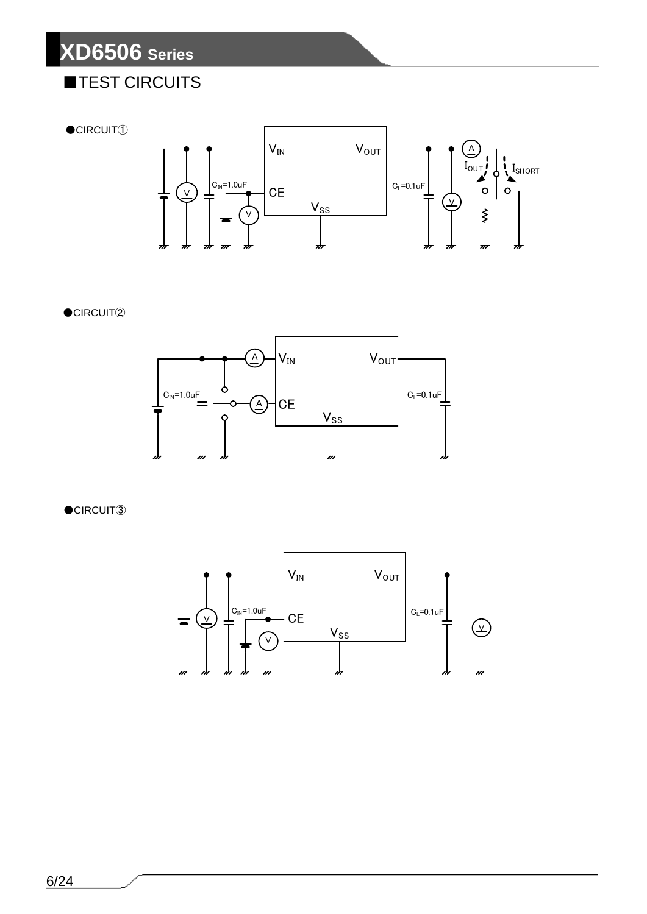## ■TEST CIRCUITS

●CIRCUIT①

$V_{IN}$ $V_{OUT}$ $C_{IN}$=1.0uF CE $V_{SS}$ $C_L$=0.1uF $I_{OUT}$ $I_{SHORT}$

●CIRCUIT②

$V_{IN}$ $V_{OUT}$ $C_{IN}$=1.0uF CE $V_{SS}$ $C_L$=0.1uF

●CIRCUIT③

$V_{IN}$ $V_{OUT}$ $C_{IN}$=1.0uF CE $V_{SS}$ $C_L$=0.1uF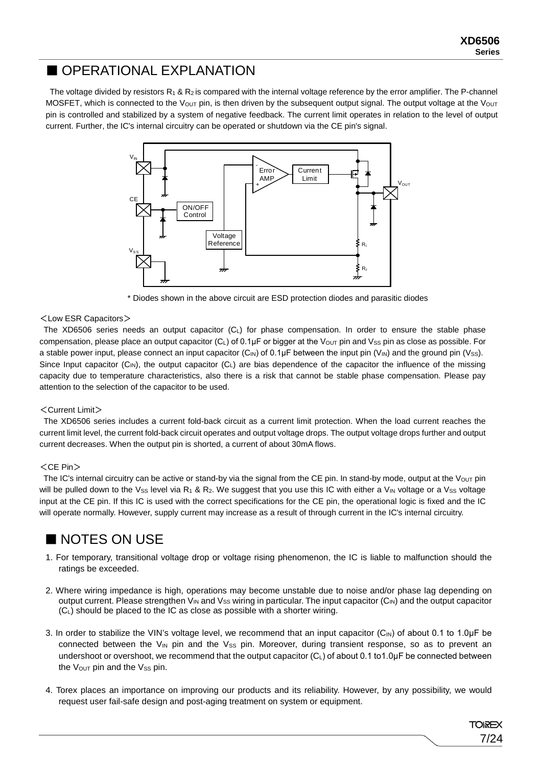## ■ OPERATIONAL EXPLANATION

The voltage divided by resistors $R_1$ & $R_2$ is compared with the internal voltage reference by the error amplifier. The P-channel MOSFET, which is connected to the $V_{OUT}$ pin, is then driven by the subsequent output signal. The output voltage at the $V_{OUT}$ pin is controlled and stabilized by a system of negative feedback. The current limit operates in relation to the level of output current. Further, the IC's internal circuitry can be operated or shutdown via the CE pin's signal.

\* Diodes shown in the above circuit are ESD protection diodes and parasitic diodes

＜Low ESR Capacitors＞

The XD6506 series needs an output capacitor ($C_L$) for phase compensation. In order to ensure the stable phase compensation, please place an output capacitor ($C_L$) of 0.1μF or bigger at the $V_{OUT}$ pin and $V_{SS}$ pin as close as possible. For a stable power input, please connect an input capacitor ($C_{IN}$) of 0.1μF between the input pin ($V_{IN}$) and the ground pin ($V_{SS}$). Since Input capacitor ($C_{IN}$), the output capacitor ($C_L$) are bias dependence of the capacitor the influence of the missing capacity due to temperature characteristics, also there is a risk that cannot be stable phase compensation. Please pay attention to the selection of the capacitor to be used.

＜Current Limit＞

The XD6506 series includes a current fold-back circuit as a current limit protection. When the load current reaches the current limit level, the current fold-back circuit operates and output voltage drops. The output voltage drops further and output current decreases. When the output pin is shorted, a current of about 30mA flows.

＜CE Pin＞

The IC's internal circuitry can be active or stand-by via the signal from the CE pin. In stand-by mode, output at the $V_{OUT}$ pin will be pulled down to the $V_{SS}$ level via $R_1$ & $R_2$. We suggest that you use this IC with either a $V_{IN}$ voltage or a $V_{SS}$ voltage input at the CE pin. If this IC is used with the correct specifications for the CE pin, the operational logic is fixed and the IC will operate normally. However, supply current may increase as a result of through current in the IC's internal circuitry.

## ■ NOTES ON USE

1. For temporary, transitional voltage drop or voltage rising phenomenon, the IC is liable to malfunction should the ratings be exceeded.

2. Where wiring impedance is high, operations may become unstable due to noise and/or phase lag depending on output current. Please strengthen $V_{IN}$ and $V_{SS}$ wiring in particular. The input capacitor ($C_{IN}$) and the output capacitor ($C_L$) should be placed to the IC as close as possible with a shorter wiring.

3. In order to stabilize the VIN's voltage level, we recommend that an input capacitor ($C_{IN}$) of about 0.1 to 1.0μF be connected between the $V_{IN}$ pin and the $V_{SS}$ pin. Moreover, during transient response, so as to prevent an undershoot or overshoot, we recommend that the output capacitor ($C_L$) of about 0.1 to1.0μF be connected between the $V_{OUT}$ pin and the $V_{SS}$ pin.

4. Torex places an importance on improving our products and its reliability. However, by any possibility, we would request user fail-safe design and post-aging treatment on system or equipment.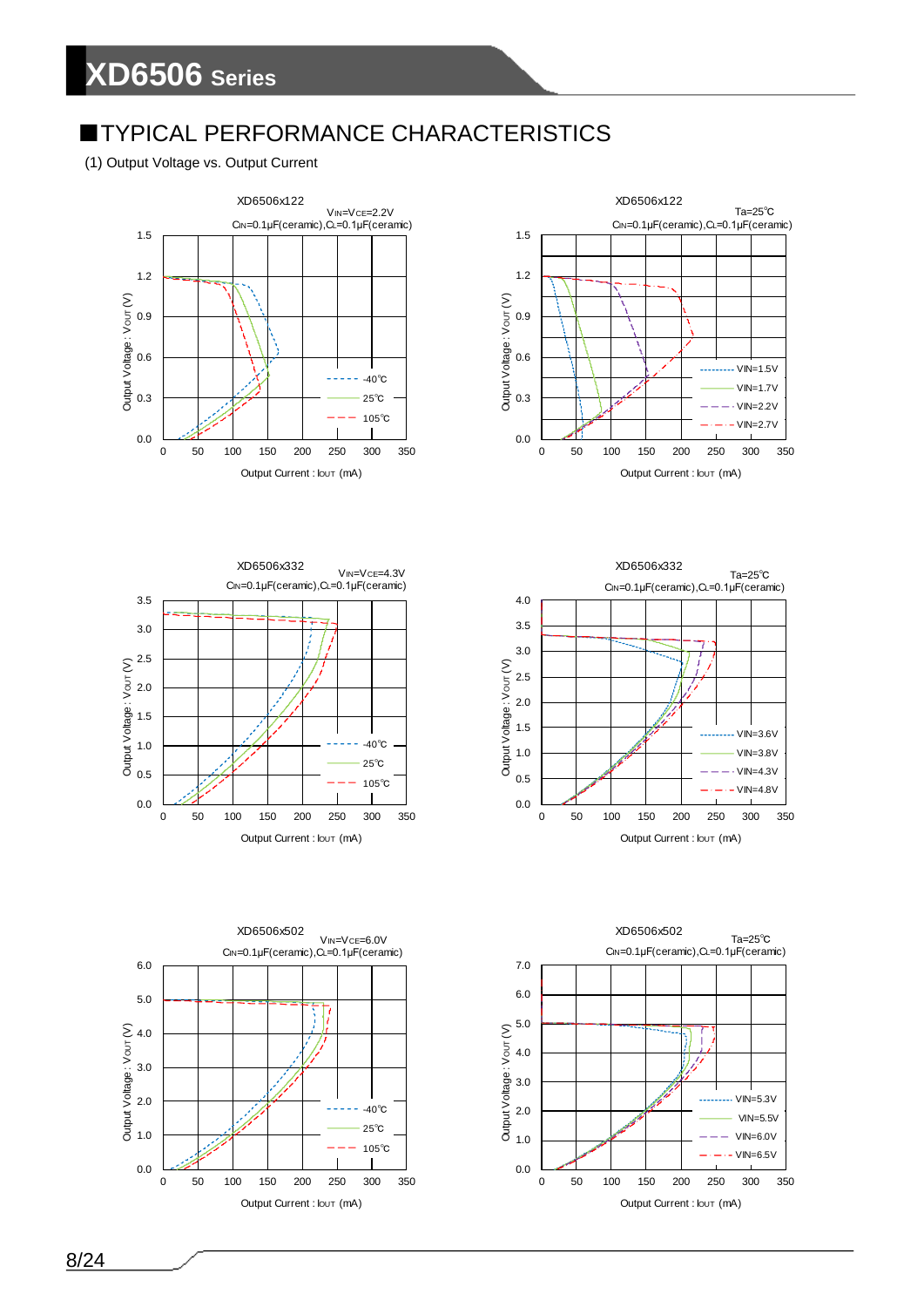## ■TYPICAL PERFORMANCE CHARACTERISTICS

(1) Output Voltage vs. Output Current

XD6506x122
$V_{IN}=V_{CE}=2.2V$
$C_{IN}=0.1\mu F$(ceramic),$C_L=0.1\mu F$(ceramic)

Output Voltage : $V_{OUT}$ (V)
Output Current : $I_{OUT}$ (mA)
-40℃, 25℃, 105℃

XD6506x122
Ta=25℃
$C_{IN}=0.1\mu F$(ceramic),$C_L=0.1\mu F$(ceramic)

Output Voltage : $V_{OUT}$ (V)
Output Current : $I_{OUT}$ (mA)
VIN=1.5V, VIN=1.7V, VIN=2.2V, VIN=2.7V

XD6506x332
$V_{IN}=V_{CE}=4.3V$
$C_{IN}=0.1\mu F$(ceramic),$C_L=0.1\mu F$(ceramic)

Output Voltage : $V_{OUT}$ (V)
Output Current : $I_{OUT}$ (mA)
-40℃, 25℃, 105℃

XD6506x332
Ta=25℃
$C_{IN}=0.1\mu F$(ceramic),$C_L=0.1\mu F$(ceramic)

Output Voltage : $V_{OUT}$ (V)
Output Current : $I_{OUT}$ (mA)
VIN=3.6V, VIN=3.8V, VIN=4.3V, VIN=4.8V

XD6506x502
$V_{IN}=V_{CE}=6.0V$
$C_{IN}=0.1\mu F$(ceramic),$C_L=0.1\mu F$(ceramic)

Output Voltage : $V_{OUT}$ (V)
Output Current : $I_{OUT}$ (mA)
-40℃, 25℃, 105℃

XD6506x502
Ta=25℃
$C_{IN}=0.1\mu F$(ceramic),$C_L=0.1\mu F$(ceramic)

Output Voltage : $V_{OUT}$ (V)
Output Current : $I_{OUT}$ (mA)
VIN=5.3V, VIN=5.5V, VIN=6.0V, VIN=6.5V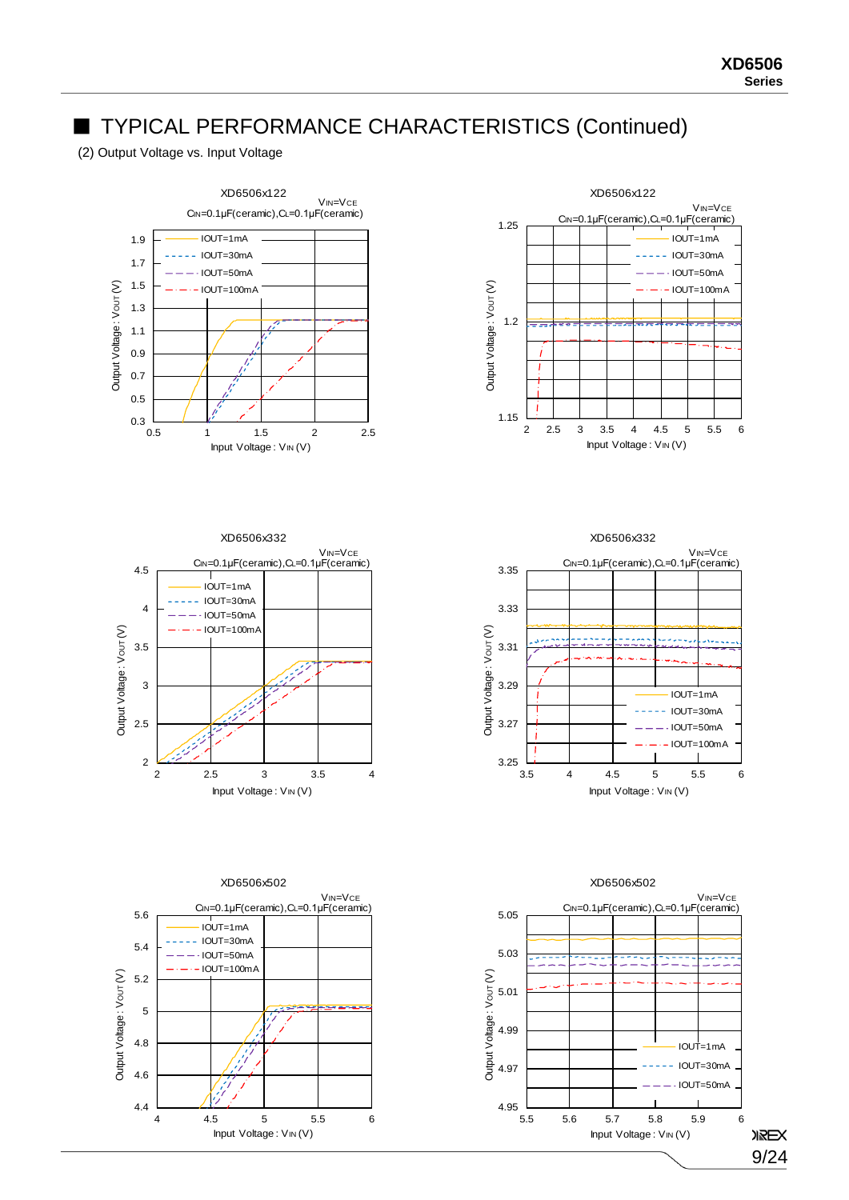## ■ TYPICAL PERFORMANCE CHARACTERISTICS (Continued)

(2) Output Voltage vs. Input Voltage

XD6506x122

$V_{IN}=V_{CE}$
$C_{IN}=0.1\mu F$(ceramic),$C_L=0.1\mu F$(ceramic)

IOUT=1mA, IOUT=30mA, IOUT=50mA, IOUT=100mA

Output Voltage : $V_{OUT}$ (V) / Input Voltage : $V_{IN}$ (V)

XD6506x122

$V_{IN}=V_{CE}$
$C_{IN}=0.1\mu F$(ceramic),$C_L=0.1\mu F$(ceramic)

IOUT=1mA, IOUT=30mA, IOUT=50mA, IOUT=100mA

Output Voltage : $V_{OUT}$ (V) / Input Voltage : $V_{IN}$ (V)

XD6506x332

$V_{IN}=V_{CE}$
$C_{IN}=0.1\mu F$(ceramic),$C_L=0.1\mu F$(ceramic)

IOUT=1mA, IOUT=30mA, IOUT=50mA, IOUT=100mA

Output Voltage : $V_{OUT}$ (V) / Input Voltage : $V_{IN}$ (V)

XD6506x332

$V_{IN}=V_{CE}$
$C_{IN}=0.1\mu F$(ceramic),$C_L=0.1\mu F$(ceramic)

IOUT=1mA, IOUT=30mA, IOUT=50mA, IOUT=100mA

Output Voltage : $V_{OUT}$ (V) / Input Voltage : $V_{IN}$ (V)

XD6506x502

$V_{IN}=V_{CE}$
$C_{IN}=0.1\mu F$(ceramic),$C_L=0.1\mu F$(ceramic)

IOUT=1mA, IOUT=30mA, IOUT=50mA, IOUT=100mA

Output Voltage : $V_{OUT}$ (V) / Input Voltage : $V_{IN}$ (V)

XD6506x502

$V_{IN}=V_{CE}$
$C_{IN}=0.1\mu F$(ceramic),$C_L=0.1\mu F$(ceramic)

IOUT=1mA, IOUT=30mA, IOUT=50mA

Output Voltage : $V_{OUT}$ (V) / Input Voltage : $V_{IN}$ (V)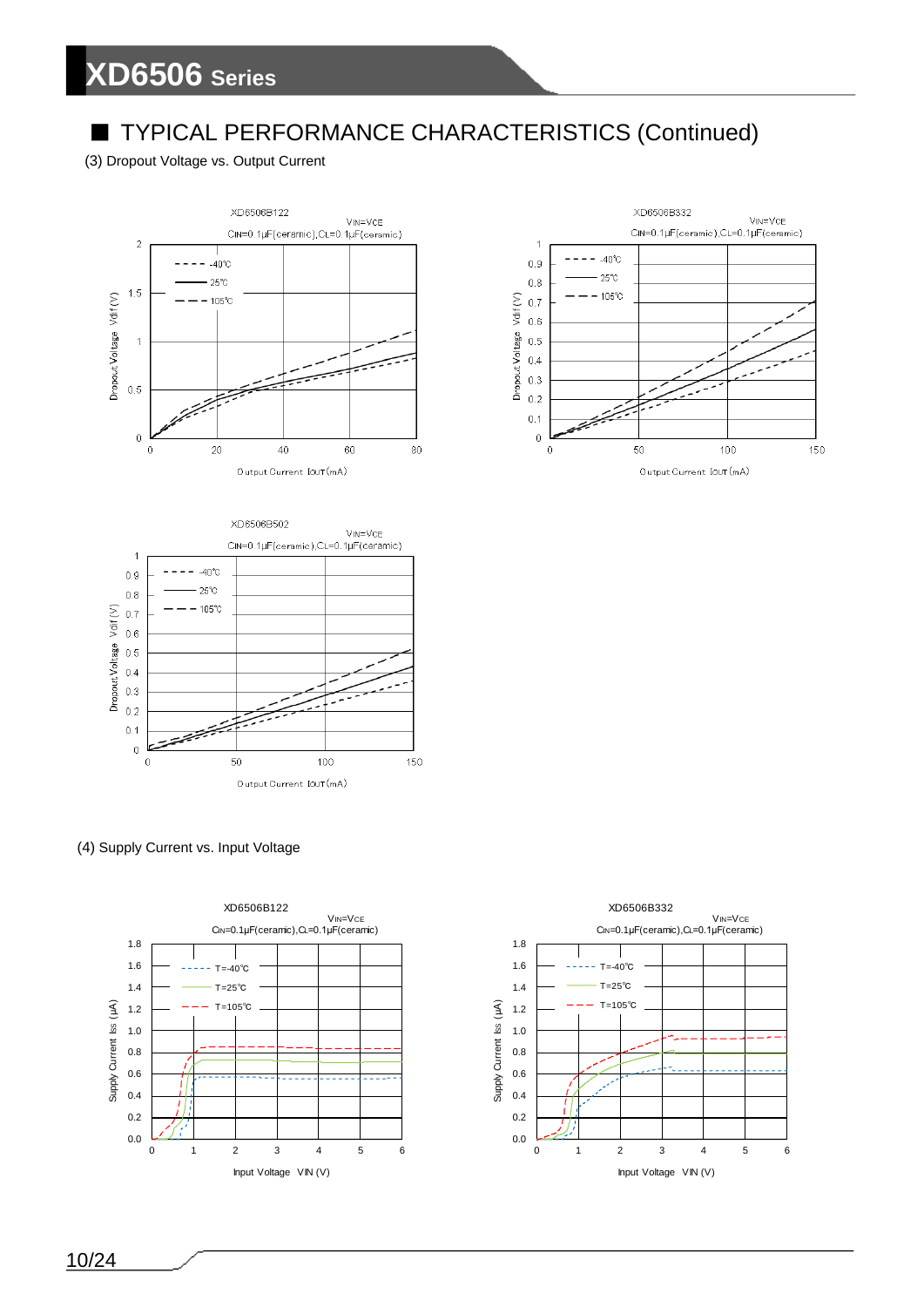## ■ TYPICAL PERFORMANCE CHARACTERISTICS (Continued)

(3) Dropout Voltage vs. Output Current

XD6506B122
$V_{IN}=V_{CE}$
$C_{IN}$=0.1μF(ceramic),$C_L$=0.1μF(ceramic)

XD6506B332
$V_{IN}=V_{CE}$
$C_{IN}$=0.1μF(ceramic),$C_L$=0.1μF(ceramic)

XD6506B502
$V_{IN}=V_{CE}$
$C_{IN}$=0.1μF(ceramic),$C_L$=0.1μF(ceramic)

(4) Supply Current vs. Input Voltage

XD6506B122
$V_{IN}=V_{CE}$
$C_{IN}$=0.1μF(ceramic),$C_L$=0.1μF(ceramic)

XD6506B332
$V_{IN}=V_{CE}$
$C_{IN}$=0.1μF(ceramic),$C_L$=0.1μF(ceramic)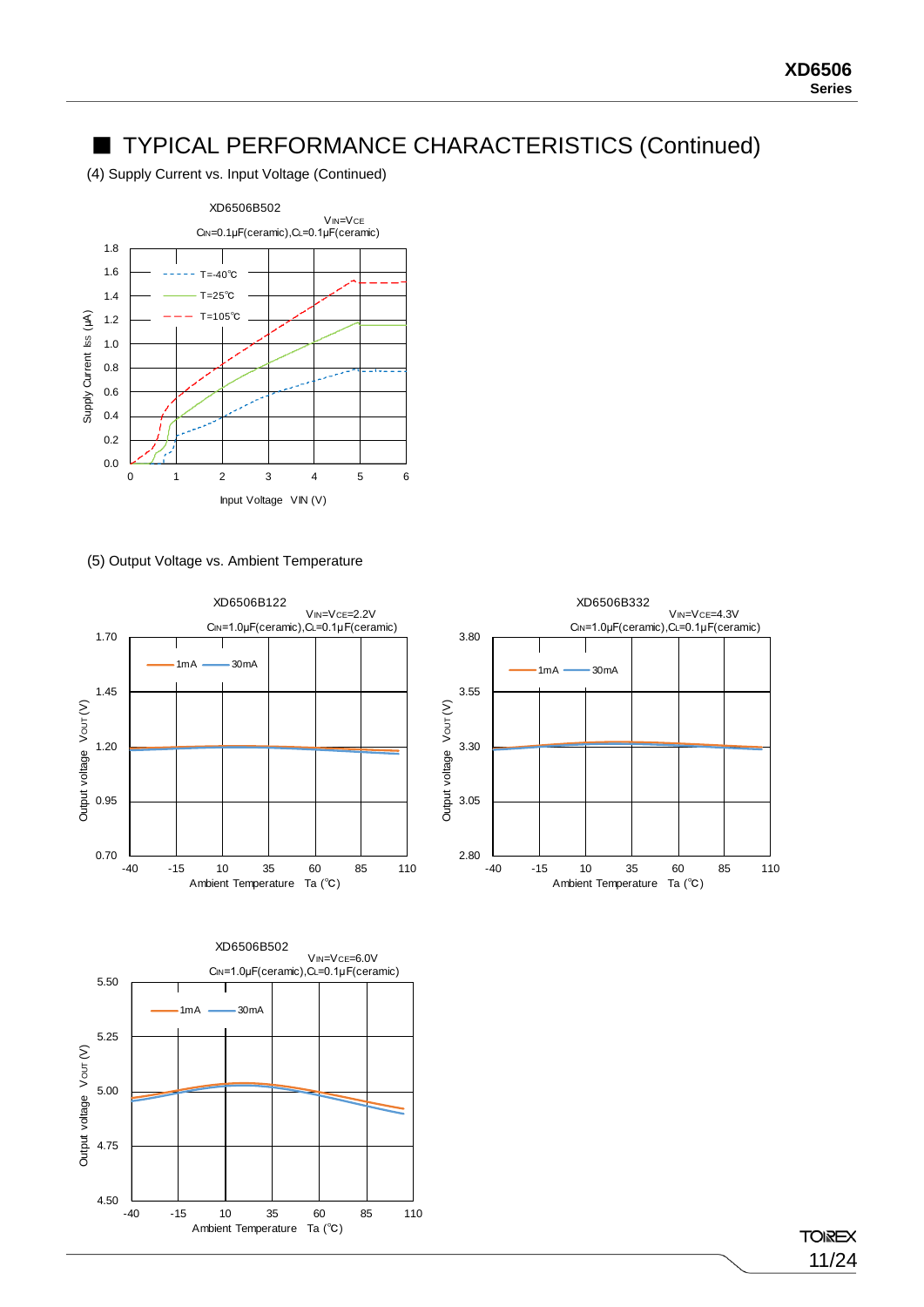## ■ TYPICAL PERFORMANCE CHARACTERISTICS (Continued)

(4) Supply Current vs. Input Voltage (Continued)

XD6506B502

$V_{IN}=V_{CE}$

$C_{IN}$=0.1μF(ceramic),$C_L$=0.1μF(ceramic)

(5) Output Voltage vs. Ambient Temperature

XD6506B122

$V_{IN}=V_{CE}$=2.2V

$C_{IN}$=1.0μF(ceramic),$C_L$=0.1μF(ceramic)

XD6506B332

$V_{IN}=V_{CE}$=4.3V

$C_{IN}$=1.0μF(ceramic),$C_L$=0.1μF(ceramic)

XD6506B502

$V_{IN}=V_{CE}$=6.0V

$C_{IN}$=1.0μF(ceramic),$C_L$=0.1μF(ceramic)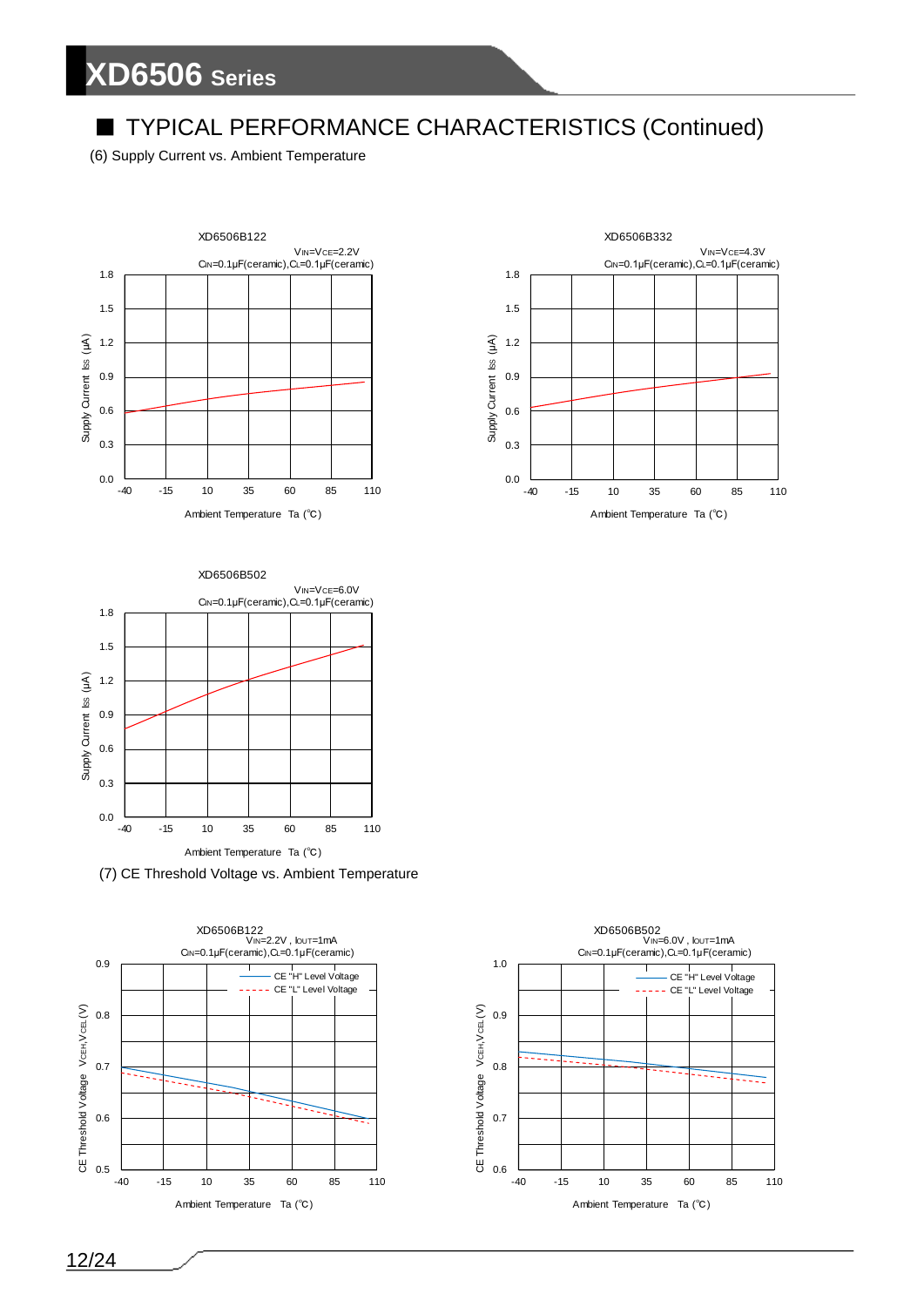## ■ TYPICAL PERFORMANCE CHARACTERISTICS (Continued)

(6) Supply Current vs. Ambient Temperature

XD6506B122

$V_{IN}=V_{CE}=2.2V$
$C_{IN}=0.1\mu F$(ceramic),$C_L=0.1\mu F$(ceramic)

Supply Current Iss (μA)

Ambient Temperature Ta (℃)

XD6506B332

$V_{IN}=V_{CE}=4.3V$
$C_{IN}=0.1\mu F$(ceramic),$C_L=0.1\mu F$(ceramic)

Supply Current Iss (μA)

Ambient Temperature Ta (℃)

XD6506B502

$V_{IN}=V_{CE}=6.0V$
$C_{IN}=0.1\mu F$(ceramic),$C_L=0.1\mu F$(ceramic)

Supply Current Iss (μA)

Ambient Temperature Ta (℃)

(7) CE Threshold Voltage vs. Ambient Temperature

XD6506B122

$V_{IN}=2.2V$ , $I_{OUT}=1mA$
$C_{IN}=0.1\mu F$(ceramic),$C_L=0.1\mu F$(ceramic)

CE "H" Level Voltage
CE "L" Level Voltage

CE Threshold Voltage $V_{CEH},V_{CEL}$ (V)

Ambient Temperature Ta (℃)

XD6506B502

$V_{IN}=6.0V$ , $I_{OUT}=1mA$
$C_{IN}=0.1\mu F$(ceramic),$C_L=0.1\mu F$(ceramic)

CE "H" Level Voltage
CE "L" Level Voltage

CE Threshold Voltage $V_{CEH},V_{CEL}$ (V)

Ambient Temperature Ta (℃)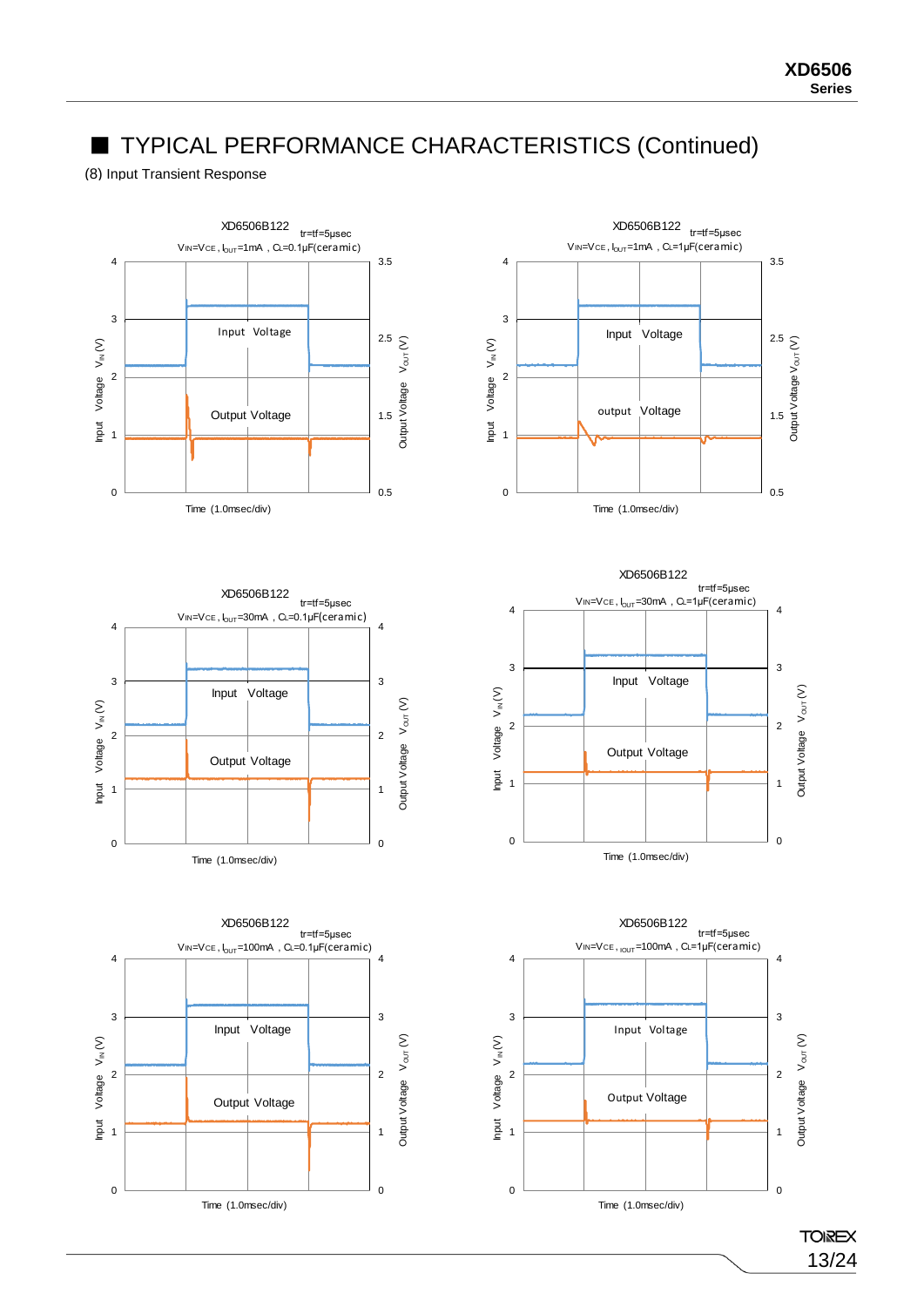## ■ TYPICAL PERFORMANCE CHARACTERISTICS (Continued)

(8) Input Transient Response

XD6506B122
tr=tf=5μsec
$V_{IN}$=$V_{CE}$, $I_{OUT}$=1mA , $C_L$=0.1μF(ceramic)

Input Voltage
Output Voltage
Input Voltage $V_{IN}$ (V)
Output Voltage $V_{OUT}$ (V)
Time (1.0msec/div)

XD6506B122
tr=tf=5μsec
$V_{IN}$=$V_{CE}$, $I_{OUT}$=1mA , $C_L$=1μF(ceramic)

Input Voltage
output Voltage
Input Voltage $V_{IN}$ (V)
Output Voltage $V_{OUT}$ (V)
Time (1.0msec/div)

XD6506B122
tr=tf=5μsec
$V_{IN}$=$V_{CE}$, $I_{OUT}$=30mA , $C_L$=0.1μF(ceramic)

Input Voltage
Output Voltage
Input Voltage $V_{IN}$ (V)
Output Voltage $V_{OUT}$ (V)
Time (1.0msec/div)

XD6506B122
tr=tf=5μsec
$V_{IN}$=$V_{CE}$, $I_{OUT}$=30mA , $C_L$=1μF(ceramic)

Input Voltage
Output Voltage
Input Voltage $V_{IN}$ (V)
Output Voltage $V_{OUT}$ (V)
Time (1.0msec/div)

XD6506B122
tr=tf=5μsec
$V_{IN}$=$V_{CE}$, $I_{OUT}$=100mA , $C_L$=0.1μF(ceramic)

Input Voltage
Output Voltage
Input Voltage $V_{IN}$ (V)
Output Voltage $V_{OUT}$ (V)
Time (1.0msec/div)

XD6506B122
tr=tf=5μsec
$V_{IN}$=$V_{CE}$, $I_{OUT}$=100mA , $C_L$=1μF(ceramic)

Input Voltage
Output Voltage
Input Voltage $V_{IN}$ (V)
Output Voltage $V_{OUT}$ (V)
Time (1.0msec/div)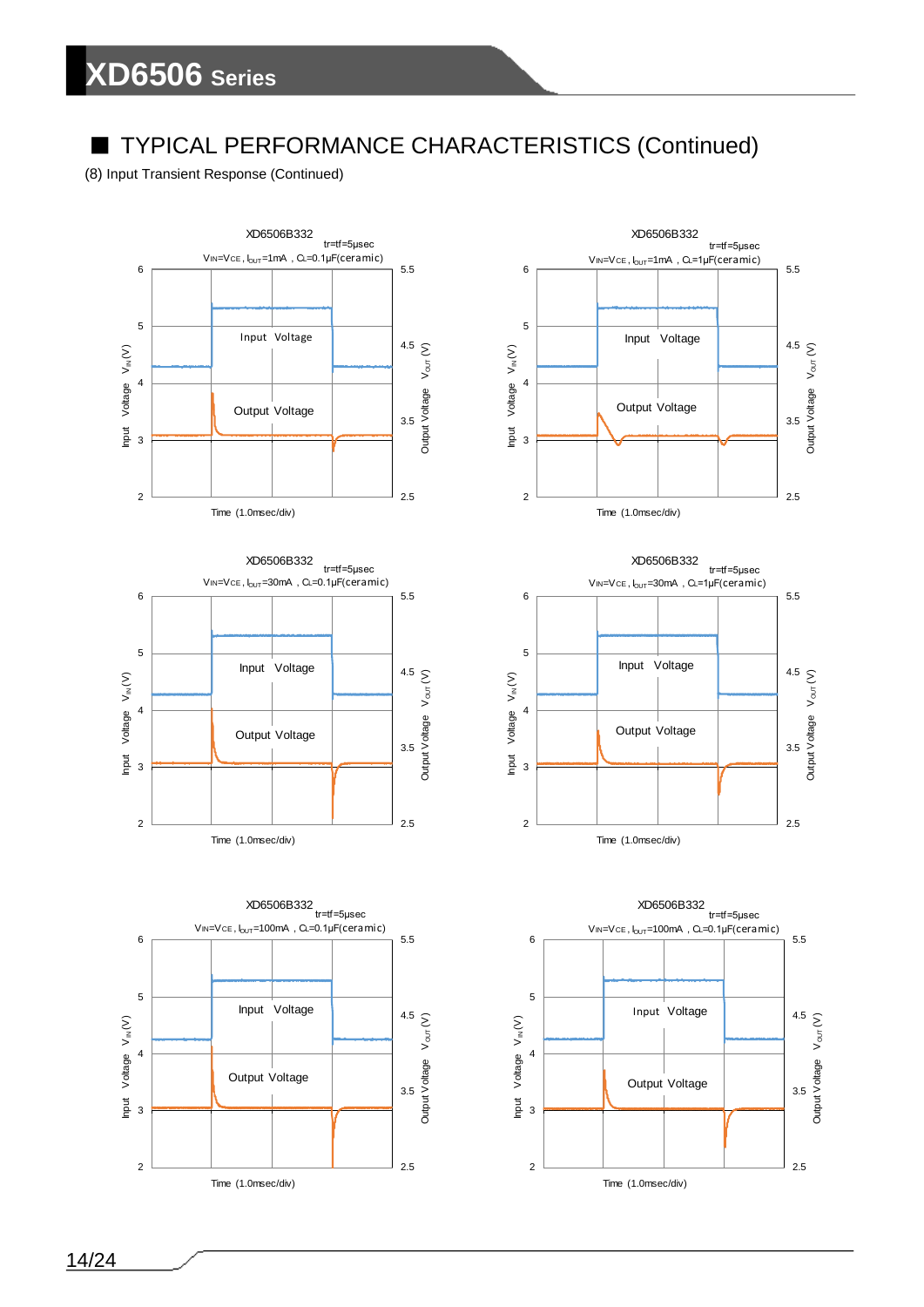## ■ TYPICAL PERFORMANCE CHARACTERISTICS (Continued)

(8) Input Transient Response (Continued)

XD6506B332
tr=tf=5μsec
$V_{IN}=V_{CE}$, $I_{OUT}$=1mA , $C_L$=0.1μF(ceramic)

Input Voltage $V_{IN}$ (V)
Output Voltage $V_{OUT}$ (V)
Input Voltage
Output Voltage
Time (1.0msec/div)

XD6506B332
tr=tf=5μsec
$V_{IN}=V_{CE}$, $I_{OUT}$=1mA , $C_L$=1μF(ceramic)

Input Voltage $V_{IN}$ (V)
Output Voltage $V_{OUT}$ (V)
Input Voltage
Output Voltage
Time (1.0msec/div)

XD6506B332
tr=tf=5μsec
$V_{IN}=V_{CE}$, $I_{OUT}$=30mA , $C_L$=0.1μF(ceramic)

Input Voltage $V_{IN}$ (V)
Output Voltage $V_{OUT}$ (V)
Input Voltage
Output Voltage
Time (1.0msec/div)

XD6506B332
tr=tf=5μsec
$V_{IN}=V_{CE}$, $I_{OUT}$=30mA , $C_L$=1μF(ceramic)

Input Voltage $V_{IN}$ (V)
Output Voltage $V_{OUT}$ (V)
Input Voltage
Output Voltage
Time (1.0msec/div)

XD6506B332
tr=tf=5μsec
$V_{IN}=V_{CE}$, $I_{OUT}$=100mA , $C_L$=0.1μF(ceramic)

Input Voltage $V_{IN}$ (V)
Output Voltage $V_{OUT}$ (V)
Input Voltage
Output Voltage
Time (1.0msec/div)

XD6506B332
tr=tf=5μsec
$V_{IN}=V_{CE}$, $I_{OUT}$=100mA , $C_L$=0.1μF(ceramic)

Input Voltage $V_{IN}$ (V)
Output Voltage $V_{OUT}$ (V)
Input Voltage
Output Voltage
Time (1.0msec/div)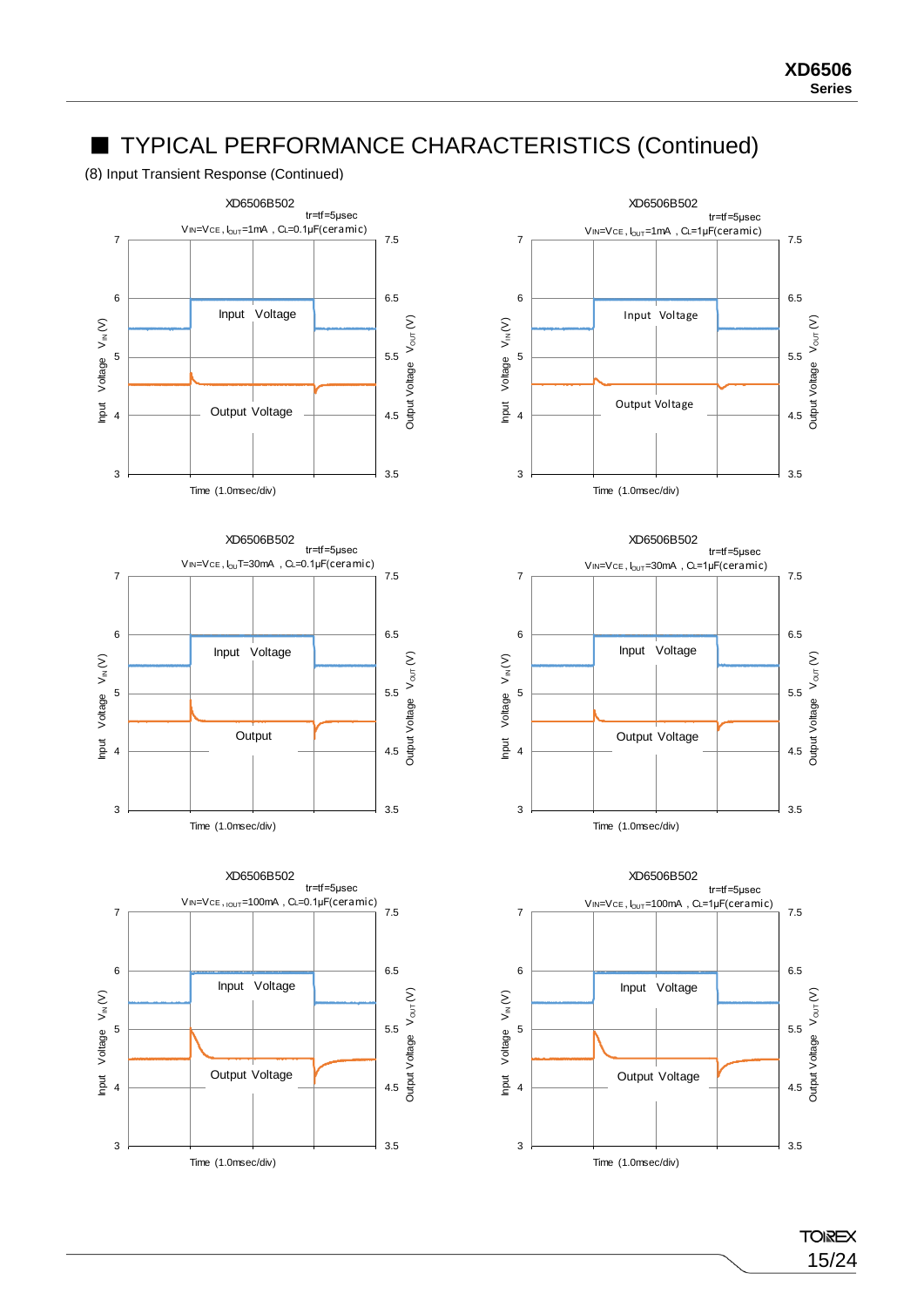# ■ TYPICAL PERFORMANCE CHARACTERISTICS (Continued)

(8) Input Transient Response (Continued)

XD6506B502
tr=tf=5μsec
$V_{IN}=V_{CE}$, $I_{OUT}$=1mA , $C_L$=0.1μF(ceramic)

XD6506B502
tr=tf=5μsec
$V_{IN}=V_{CE}$, $I_{OUT}$=1mA , $C_L$=1μF(ceramic)

XD6506B502
tr=tf=5μsec
$V_{IN}=V_{CE}$, $I_{OUT}$=30mA , $C_L$=0.1μF(ceramic)

XD6506B502
tr=tf=5μsec
$V_{IN}=V_{CE}$, $I_{OUT}$=30mA , $C_L$=1μF(ceramic)

XD6506B502
tr=tf=5μsec
$V_{IN}=V_{CE}$, $I_{OUT}$=100mA , $C_L$=0.1μF(ceramic)

XD6506B502
tr=tf=5μsec
$V_{IN}=V_{CE}$, $I_{OUT}$=100mA , $C_L$=1μF(ceramic)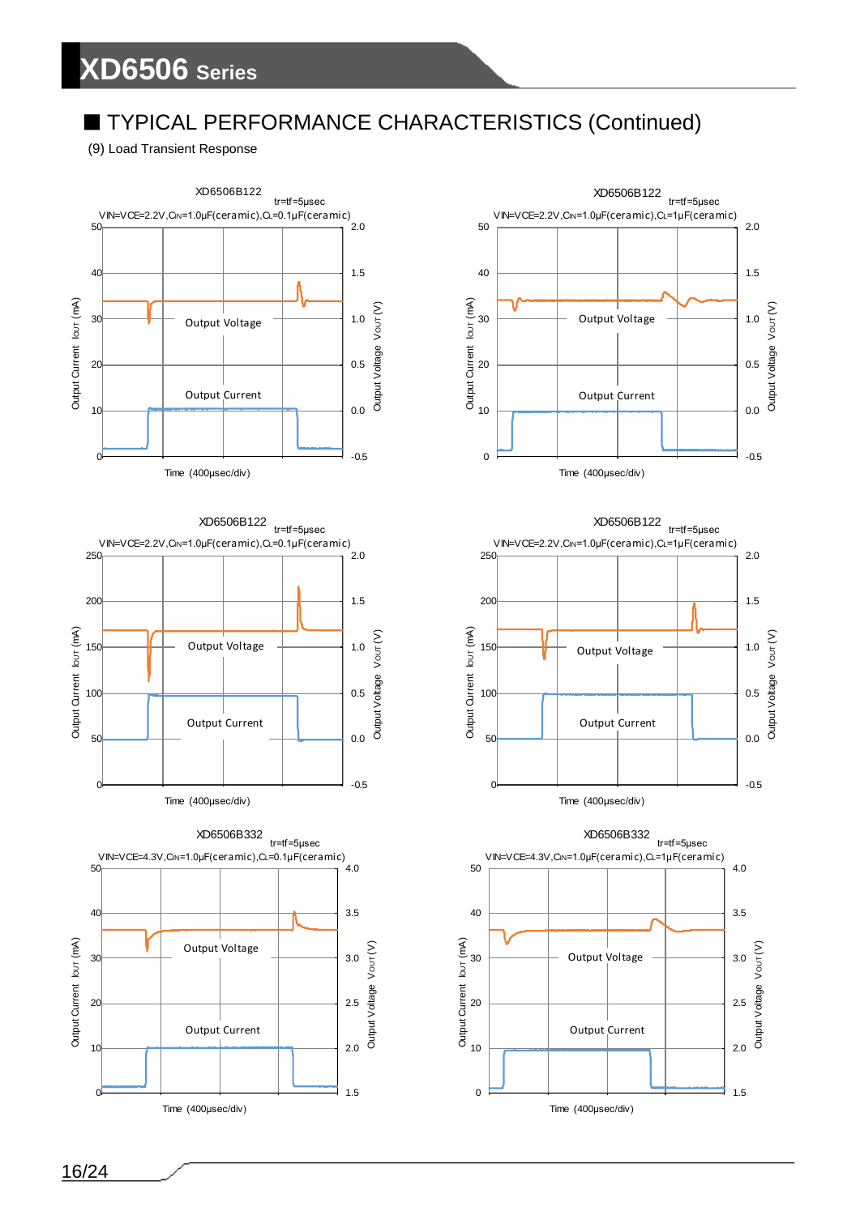## TYPICAL PERFORMANCE CHARACTERISTICS (Continued)

(9) Load Transient Response

XD6506B122
tr=tf=5μsec
VIN=VCE=2.2V,CIN=1.0μF(ceramic),CL=0.1μF(ceramic)

XD6506B122
tr=tf=5μsec
VIN=VCE=2.2V,CIN=1.0μF(ceramic),CL=1μF(ceramic)

XD6506B122
tr=tf=5μsec
VIN=VCE=2.2V,CIN=1.0μF(ceramic),CL=0.1μF(ceramic)

XD6506B122
tr=tf=5μsec
VIN=VCE=2.2V,CIN=1.0μF(ceramic),CL=1μF(ceramic)

XD6506B332
tr=tf=5μsec
VIN=VCE=4.3V,CIN=1.0μF(ceramic),CL=0.1μF(ceramic)

XD6506B332
tr=tf=5μsec
VIN=VCE=4.3V,CIN=1.0μF(ceramic),CL=1μF(ceramic)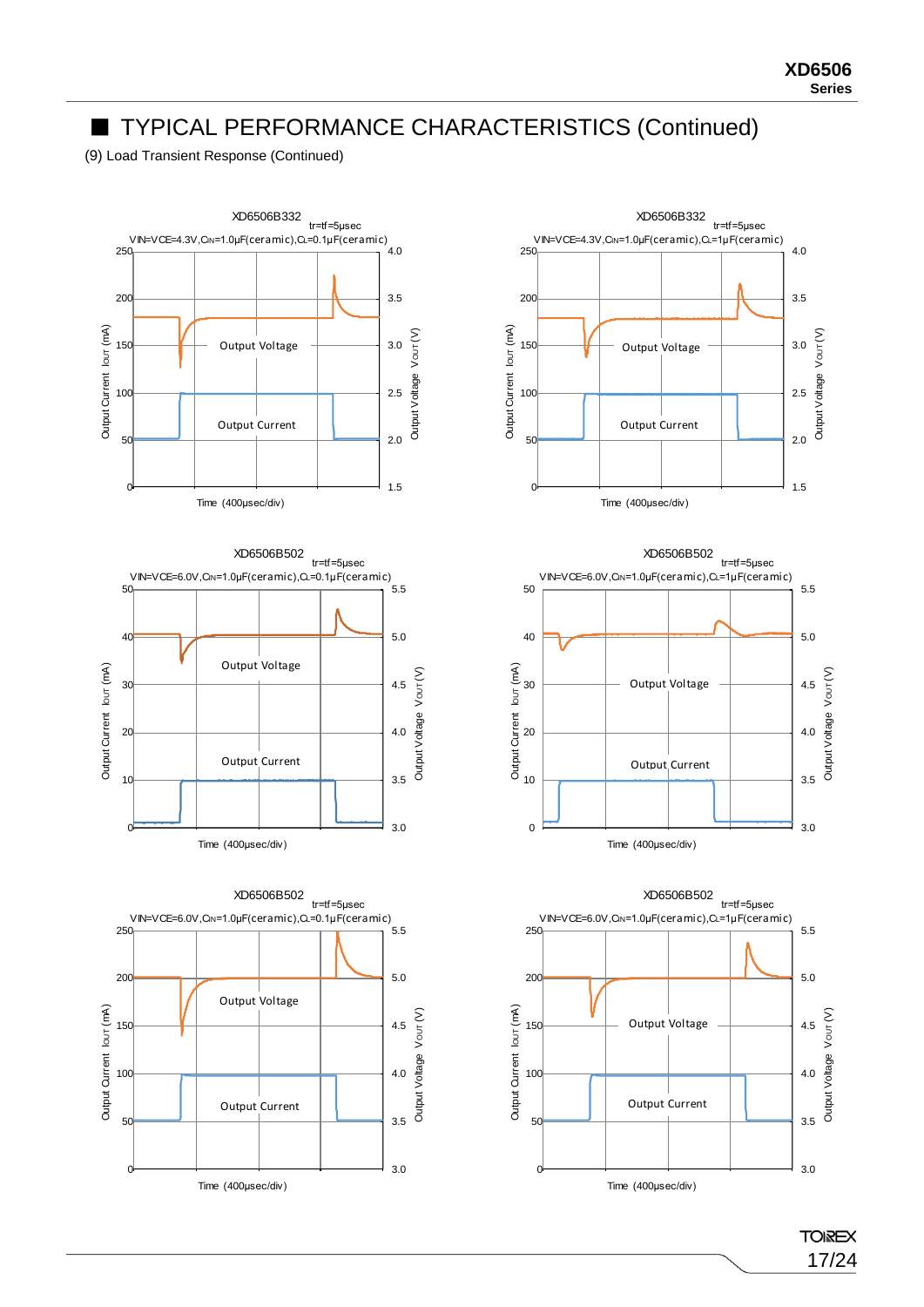## ■ TYPICAL PERFORMANCE CHARACTERISTICS (Continued)

(9) Load Transient Response (Continued)

XD6506B332
tr=tf=5μsec
VIN=VCE=4.3V,CIN=1.0μF(ceramic),CL=0.1μF(ceramic)

Output Voltage
Output Current
Output Current IOUT (mA)
Output Voltage VOUT (V)
Time (400μsec/div)

XD6506B332
tr=tf=5μsec
VIN=VCE=4.3V,CIN=1.0μF(ceramic),CL=1μF(ceramic)

Output Voltage
Output Current
Output Current IOUT (mA)
Output Voltage VOUT (V)
Time (400μsec/div)

XD6506B502
tr=tf=5μsec
VIN=VCE=6.0V,CIN=1.0μF(ceramic),CL=0.1μF(ceramic)

Output Voltage
Output Current
Output Current IOUT (mA)
Output Voltage VOUT (V)
Time (400μsec/div)

XD6506B502
tr=tf=5μsec
VIN=VCE=6.0V,CIN=1.0μF(ceramic),CL=1μF(ceramic)

Output Voltage
Output Current
Output Current IOUT (mA)
Output Voltage VOUT (V)
Time (400μsec/div)

XD6506B502
tr=tf=5μsec
VIN=VCE=6.0V,CIN=1.0μF(ceramic),CL=0.1μF(ceramic)

Output Voltage
Output Current
Output Current IOUT (mA)
Output Voltage VOUT (V)
Time (400μsec/div)

XD6506B502
tr=tf=5μsec
VIN=VCE=6.0V,CIN=1.0μF(ceramic),CL=1μF(ceramic)

Output Voltage
Output Current
Output Current IOUT (mA)
Output Voltage VOUT (V)
Time (400μsec/div)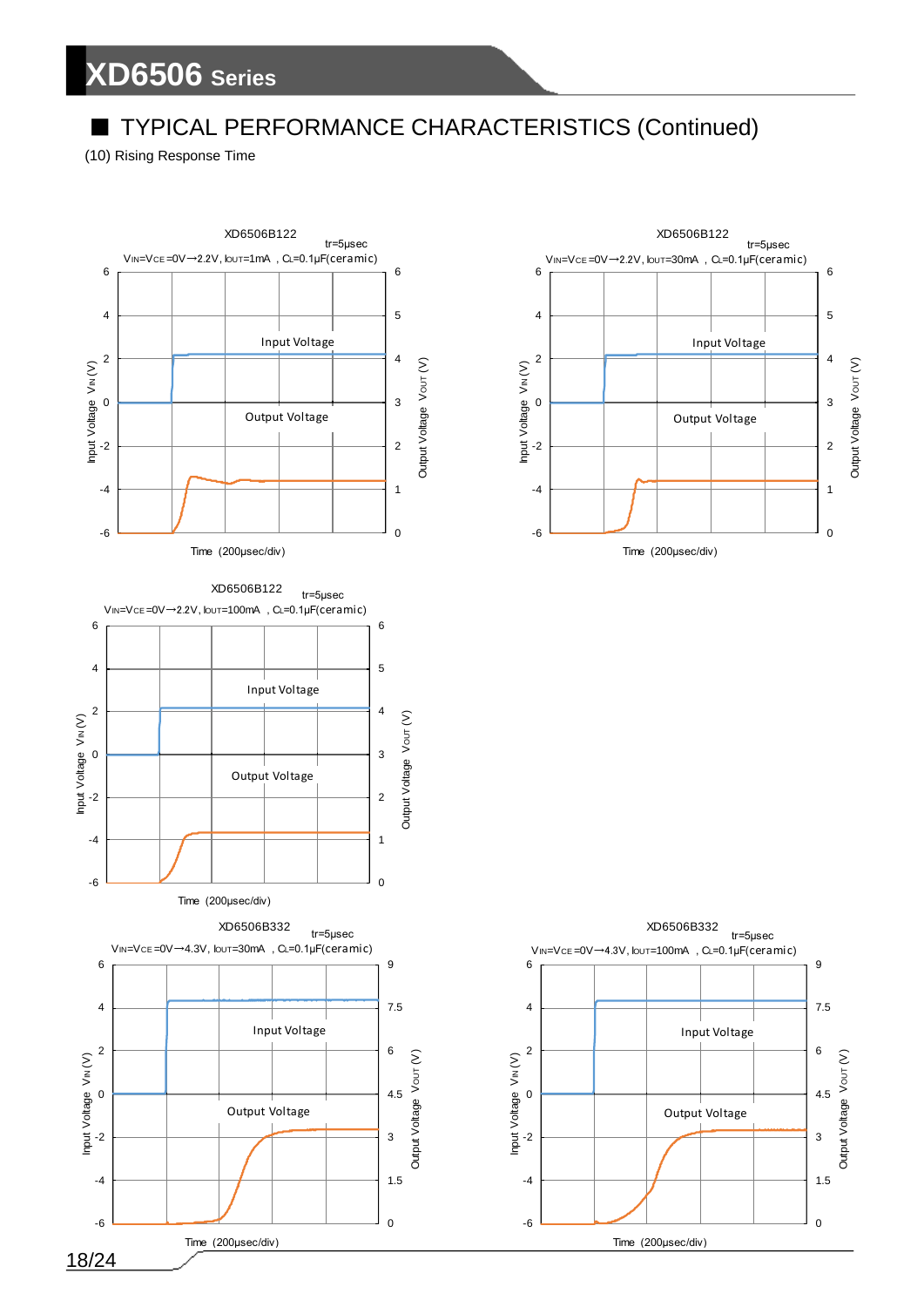## ■ TYPICAL PERFORMANCE CHARACTERISTICS (Continued)

(10) Rising Response Time

XD6506B122
tr=5μsec
$V_{IN}=V_{CE}=0V\rightarrow2.2V$, $I_{OUT}=1mA$, $C_L=0.1\mu F$(ceramic)

Input Voltage
Output Voltage
Input Voltage $V_{IN}$ (V)
Output Voltage $V_{OUT}$ (V)
Time (200μsec/div)

XD6506B122
tr=5μsec
$V_{IN}=V_{CE}=0V\rightarrow2.2V$, $I_{OUT}=30mA$, $C_L=0.1\mu F$(ceramic)

Input Voltage
Output Voltage
Input Voltage $V_{IN}$ (V)
Output Voltage $V_{OUT}$ (V)
Time (200μsec/div)

XD6506B122
tr=5μsec
$V_{IN}=V_{CE}=0V\rightarrow2.2V$, $I_{OUT}=100mA$, $C_L=0.1\mu F$(ceramic)

Input Voltage
Output Voltage
Input Voltage $V_{IN}$ (V)
Output Voltage $V_{OUT}$ (V)
Time (200μsec/div)

XD6506B332
tr=5μsec
$V_{IN}=V_{CE}=0V\rightarrow4.3V$, $I_{OUT}=30mA$, $C_L=0.1\mu F$(ceramic)

Input Voltage
Output Voltage
Input Voltage $V_{IN}$ (V)
Output Voltage $V_{OUT}$ (V)
Time (200μsec/div)

XD6506B332
tr=5μsec
$V_{IN}=V_{CE}=0V\rightarrow4.3V$, $I_{OUT}=100mA$, $C_L=0.1\mu F$(ceramic)

Input Voltage
Output Voltage
Input Voltage $V_{IN}$ (V)
Output Voltage $V_{OUT}$ (V)
Time (200μsec/div)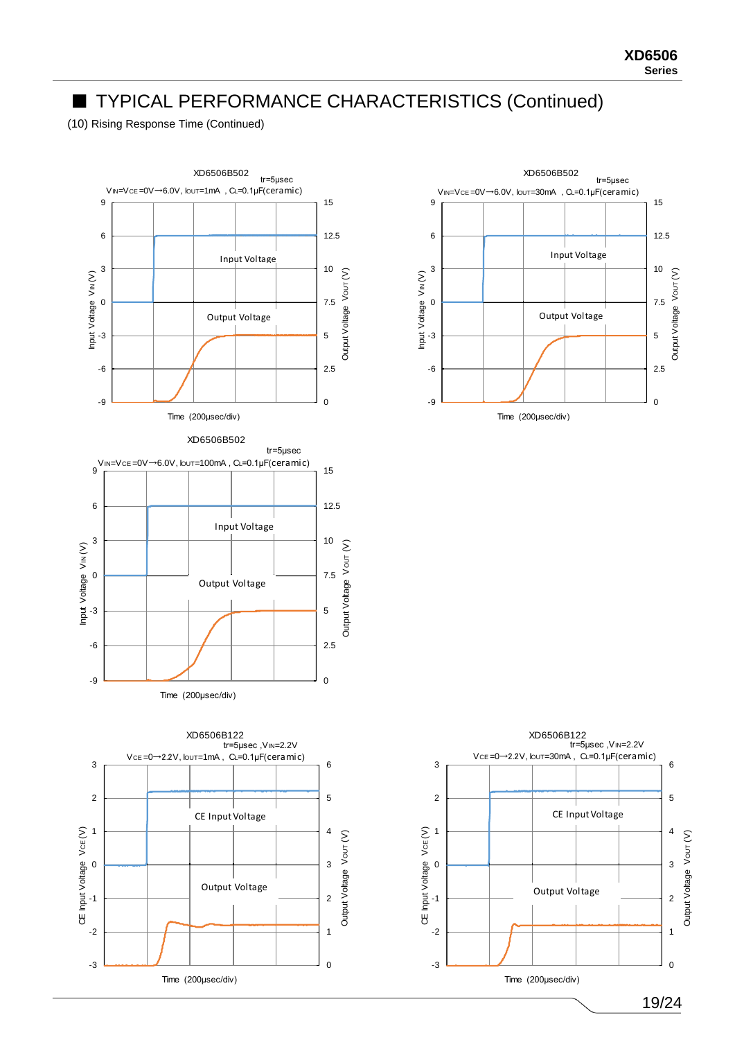## ■ TYPICAL PERFORMANCE CHARACTERISTICS (Continued)

(10) Rising Response Time (Continued)

XD6506B502
tr=5μsec
$V_{IN}=V_{CE}=0V\rightarrow6.0V$, $I_{OUT}=1mA$ , $C_L=0.1\mu F$(ceramic)

Input Voltage
Output Voltage
Input Voltage $V_{IN}$ (V)
Output Voltage $V_{OUT}$ (V)
Time (200μsec/div)

XD6506B502
tr=5μsec
$V_{IN}=V_{CE}=0V\rightarrow6.0V$, $I_{OUT}=30mA$ , $C_L=0.1\mu F$(ceramic)

Input Voltage
Output Voltage
Input Voltage $V_{IN}$ (V)
Output Voltage $V_{OUT}$ (V)
Time (200μsec/div)

XD6506B502
tr=5μsec
$V_{IN}=V_{CE}=0V\rightarrow6.0V$, $I_{OUT}=100mA$ , $C_L=0.1\mu F$(ceramic)

Input Voltage
Output Voltage
Input Voltage $V_{IN}$ (V)
Output Voltage $V_{OUT}$ (V)
Time (200μsec/div)

XD6506B122
tr=5μsec ,$V_{IN}=2.2V$
$V_{CE}=0\rightarrow2.2V$, $I_{OUT}=1mA$ , $C_L=0.1\mu F$(ceramic)

CE Input Voltage
Output Voltage
CE Input Voltage $V_{CE}$ (V)
Output Voltage $V_{OUT}$ (V)
Time (200μsec/div)

XD6506B122
tr=5μsec ,$V_{IN}=2.2V$
$V_{CE}=0\rightarrow2.2V$, $I_{OUT}=30mA$ , $C_L=0.1\mu F$(ceramic)

CE Input Voltage
Output Voltage
CE Input Voltage $V_{CE}$ (V)
Output Voltage $V_{OUT}$ (V)
Time (200μsec/div)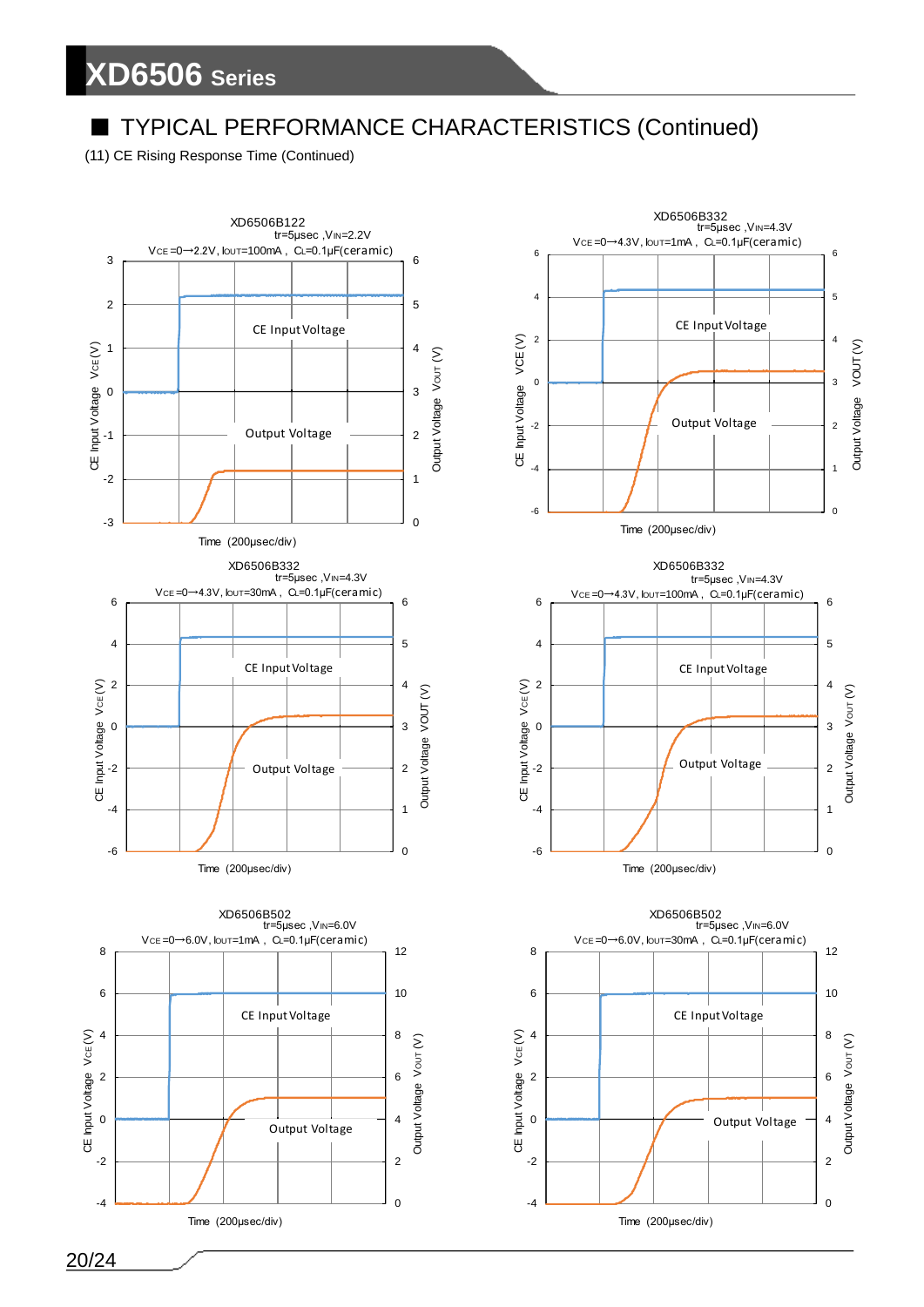## ■ TYPICAL PERFORMANCE CHARACTERISTICS (Continued)

(11) CE Rising Response Time (Continued)

XD6506B122
tr=5μsec ,$V_{IN}$=2.2V
$V_{CE}$=0→2.2V, $I_{OUT}$=100mA , $C_L$=0.1μF(ceramic)

XD6506B332
tr=5μsec ,$V_{IN}$=4.3V
$V_{CE}$=0→4.3V, $I_{OUT}$=1mA , $C_L$=0.1μF(ceramic)

XD6506B332
tr=5μsec ,$V_{IN}$=4.3V
$V_{CE}$=0→4.3V, $I_{OUT}$=30mA , $C_L$=0.1μF(ceramic)

XD6506B332
tr=5μsec ,$V_{IN}$=4.3V
$V_{CE}$=0→4.3V, $I_{OUT}$=100mA , $C_L$=0.1μF(ceramic)

XD6506B502
tr=5μsec ,$V_{IN}$=6.0V
$V_{CE}$=0→6.0V, $I_{OUT}$=1mA , $C_L$=0.1μF(ceramic)

XD6506B502
tr=5μsec ,$V_{IN}$=6.0V
$V_{CE}$=0→6.0V, $I_{OUT}$=30mA , $C_L$=0.1μF(ceramic)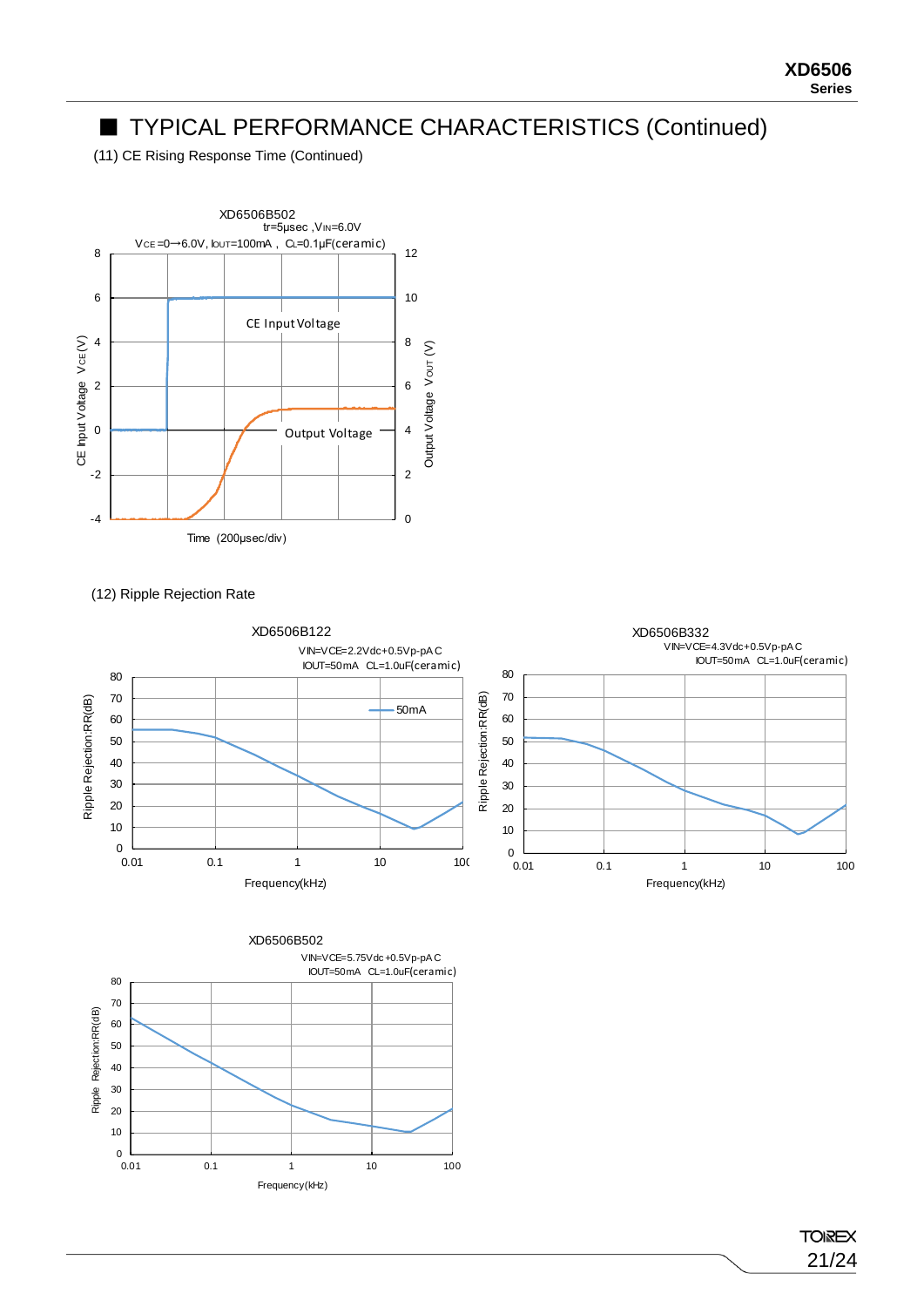## ■ TYPICAL PERFORMANCE CHARACTERISTICS (Continued)

(11) CE Rising Response Time (Continued)

XD6506B502

tr=5μsec ,$V_{IN}$=6.0V

$V_{CE}$=0→6.0V, $I_{OUT}$=100mA , $C_L$=0.1μF(ceramic)

CE Input Voltage

Output Voltage

CE Input Voltage $V_{CE}$(V)

Output Voltage $V_{OUT}$ (V)

Time (200μsec/div)

(12) Ripple Rejection Rate

XD6506B122

VIN=VCE=2.2Vdc+0.5Vp-pAC

IOUT=50mA CL=1.0uF(ceramic)

50mA

Ripple Rejection:RR(dB)

Frequency(kHz)

XD6506B332

VIN=VCE=4.3Vdc+0.5Vp-pAC

IOUT=50mA CL=1.0uF(ceramic)

Ripple Rejection:RR(dB)

Frequency(kHz)

XD6506B502

VIN=VCE=5.75Vdc+0.5Vp-pAC

IOUT=50mA CL=1.0uF(ceramic)

Ripple Rejection:RR(dB)

Frequency(kHz)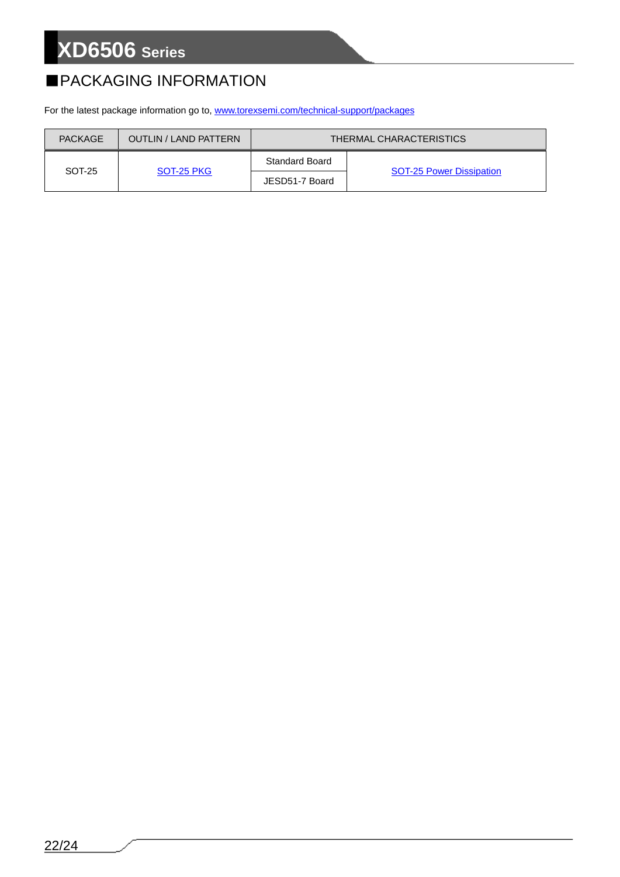## ■PACKAGING INFORMATION

For the latest package information go to, www.torexsemi.com/technical-support/packages

| PACKAGE | OUTLIN / LAND PATTERN | THERMAL CHARACTERISTICS | |
|---|---|---|---|
| SOT-25 | SOT-25 PKG | Standard Board | SOT-25 Power Dissipation |
| | | JESD51-7 Board | |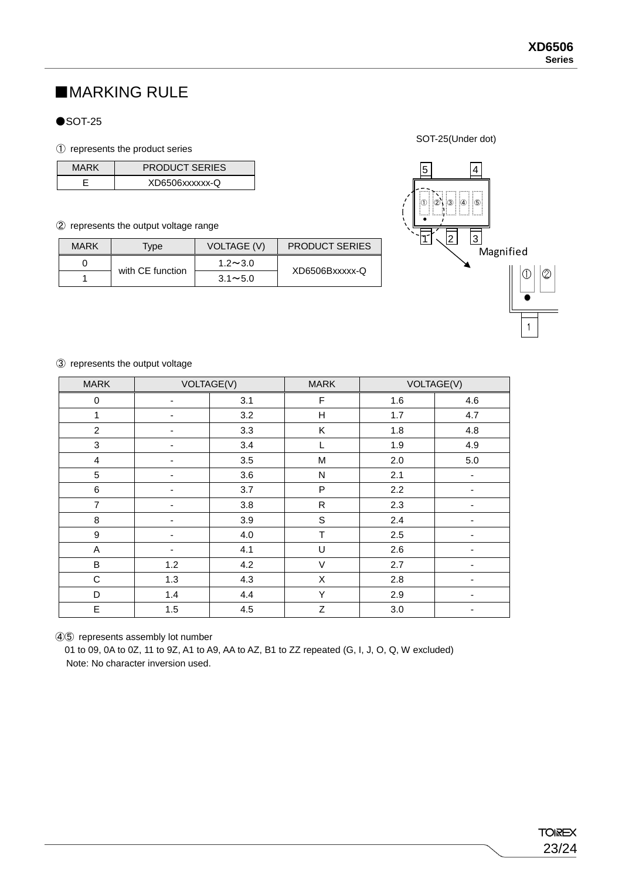# ■MARKING RULE

●SOT-25

① represents the product series

| MARK | PRODUCT SERIES |
|---|---|
| E | XD6506xxxxxx-Q |

SOT-25(Under dot)

② represents the output voltage range

| MARK | Type | VOLTAGE (V) | PRODUCT SERIES |
|---|---|---|---|
| 0 | with CE function | 1.2～3.0 | XD6506Bxxxxx-Q |
| 1 | | 3.1～5.0 | |

③ represents the output voltage

| MARK | VOLTAGE(V) | | MARK | VOLTAGE(V) | |
|---|---|---|---|---|---|
| 0 | - | 3.1 | F | 1.6 | 4.6 |
| 1 | - | 3.2 | H | 1.7 | 4.7 |
| 2 | - | 3.3 | K | 1.8 | 4.8 |
| 3 | - | 3.4 | L | 1.9 | 4.9 |
| 4 | - | 3.5 | M | 2.0 | 5.0 |
| 5 | - | 3.6 | N | 2.1 | - |
| 6 | - | 3.7 | P | 2.2 | - |
| 7 | - | 3.8 | R | 2.3 | - |
| 8 | - | 3.9 | S | 2.4 | - |
| 9 | - | 4.0 | T | 2.5 | - |
| A | - | 4.1 | U | 2.6 | - |
| B | 1.2 | 4.2 | V | 2.7 | - |
| C | 1.3 | 4.3 | X | 2.8 | - |
| D | 1.4 | 4.4 | Y | 2.9 | - |
| E | 1.5 | 4.5 | Z | 3.0 | - |

④⑤ represents assembly lot number

01 to 09, 0A to 0Z, 11 to 9Z, A1 to A9, AA to AZ, B1 to ZZ repeated (G, I, J, O, Q, W excluded)

Note: No character inversion used.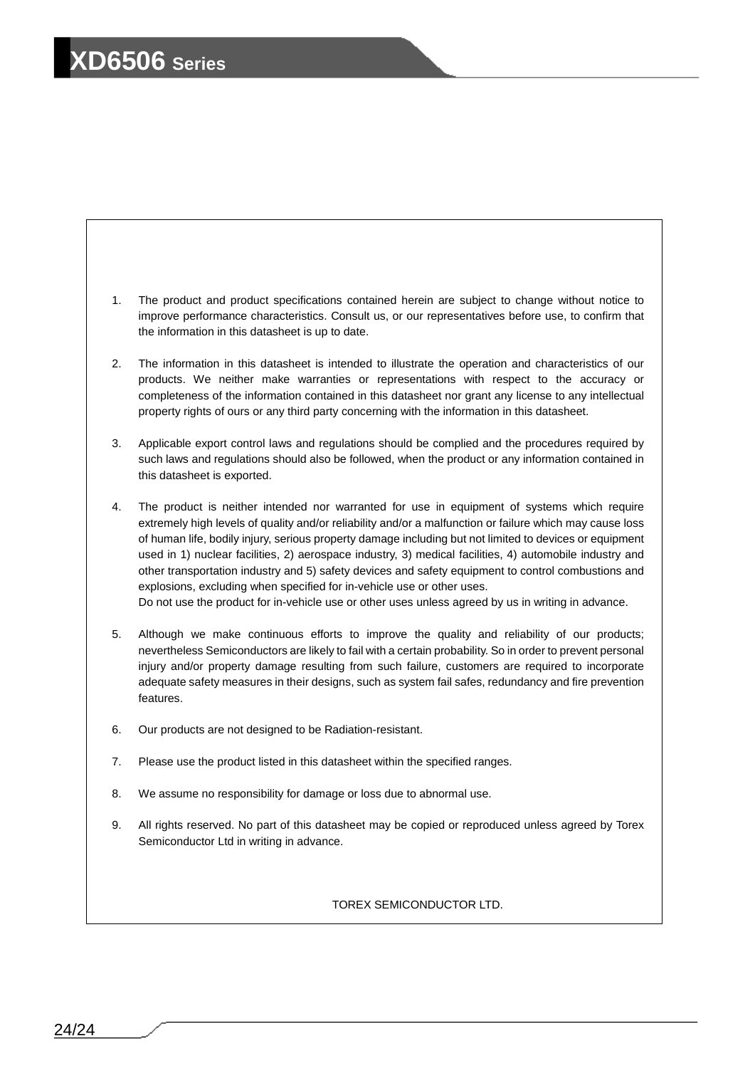1. The product and product specifications contained herein are subject to change without notice to improve performance characteristics. Consult us, or our representatives before use, to confirm that the information in this datasheet is up to date.

2. The information in this datasheet is intended to illustrate the operation and characteristics of our products. We neither make warranties or representations with respect to the accuracy or completeness of the information contained in this datasheet nor grant any license to any intellectual property rights of ours or any third party concerning with the information in this datasheet.

3. Applicable export control laws and regulations should be complied and the procedures required by such laws and regulations should also be followed, when the product or any information contained in this datasheet is exported.

4. The product is neither intended nor warranted for use in equipment of systems which require extremely high levels of quality and/or reliability and/or a malfunction or failure which may cause loss of human life, bodily injury, serious property damage including but not limited to devices or equipment used in 1) nuclear facilities, 2) aerospace industry, 3) medical facilities, 4) automobile industry and other transportation industry and 5) safety devices and safety equipment to control combustions and explosions, excluding when specified for in-vehicle use or other uses.
   Do not use the product for in-vehicle use or other uses unless agreed by us in writing in advance.

5. Although we make continuous efforts to improve the quality and reliability of our products; nevertheless Semiconductors are likely to fail with a certain probability. So in order to prevent personal injury and/or property damage resulting from such failure, customers are required to incorporate adequate safety measures in their designs, such as system fail safes, redundancy and fire prevention features.

6. Our products are not designed to be Radiation-resistant.

7. Please use the product listed in this datasheet within the specified ranges.

8. We assume no responsibility for damage or loss due to abnormal use.

9. All rights reserved. No part of this datasheet may be copied or reproduced unless agreed by Torex Semiconductor Ltd in writing in advance.

TOREX SEMICONDUCTOR LTD.